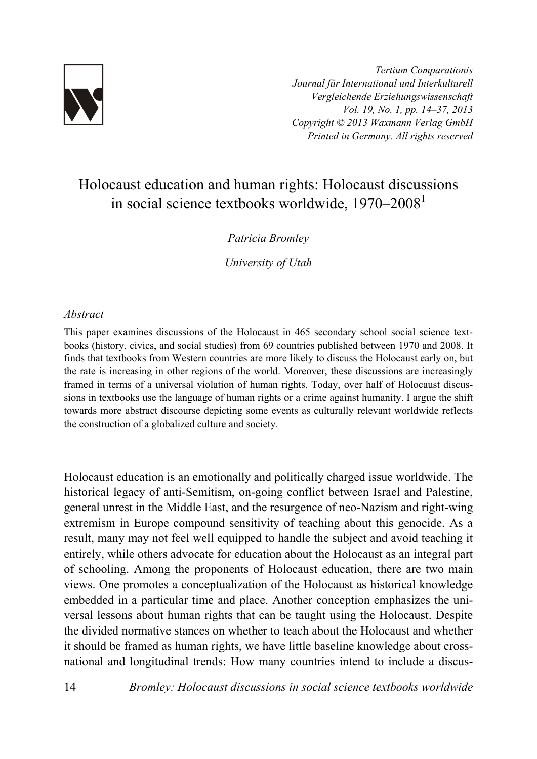*Tertium Comparationis*
*Journal für International und Interkulturell*
*Vergleichende Erziehungswissenschaft*
*Vol. 19, No. 1, pp. 14–37, 2013*
*Copyright © 2013 Waxmann Verlag GmbH*
*Printed in Germany. All rights reserved*

# Holocaust education and human rights: Holocaust discussions in social science textbooks worldwide, 1970–2008[1]

*Patricia Bromley*

*University of Utah*

## *Abstract*

This paper examines discussions of the Holocaust in 465 secondary school social science textbooks (history, civics, and social studies) from 69 countries published between 1970 and 2008. It finds that textbooks from Western countries are more likely to discuss the Holocaust early on, but the rate is increasing in other regions of the world. Moreover, these discussions are increasingly framed in terms of a universal violation of human rights. Today, over half of Holocaust discussions in textbooks use the language of human rights or a crime against humanity. I argue the shift towards more abstract discourse depicting some events as culturally relevant worldwide reflects the construction of a globalized culture and society.

Holocaust education is an emotionally and politically charged issue worldwide. The historical legacy of anti-Semitism, on-going conflict between Israel and Palestine, general unrest in the Middle East, and the resurgence of neo-Nazism and right-wing extremism in Europe compound sensitivity of teaching about this genocide. As a result, many may not feel well equipped to handle the subject and avoid teaching it entirely, while others advocate for education about the Holocaust as an integral part of schooling. Among the proponents of Holocaust education, there are two main views. One promotes a conceptualization of the Holocaust as historical knowledge embedded in a particular time and place. Another conception emphasizes the universal lessons about human rights that can be taught using the Holocaust. Despite the divided normative stances on whether to teach about the Holocaust and whether it should be framed as human rights, we have little baseline knowledge about cross-national and longitudinal trends: How many countries intend to include a discus-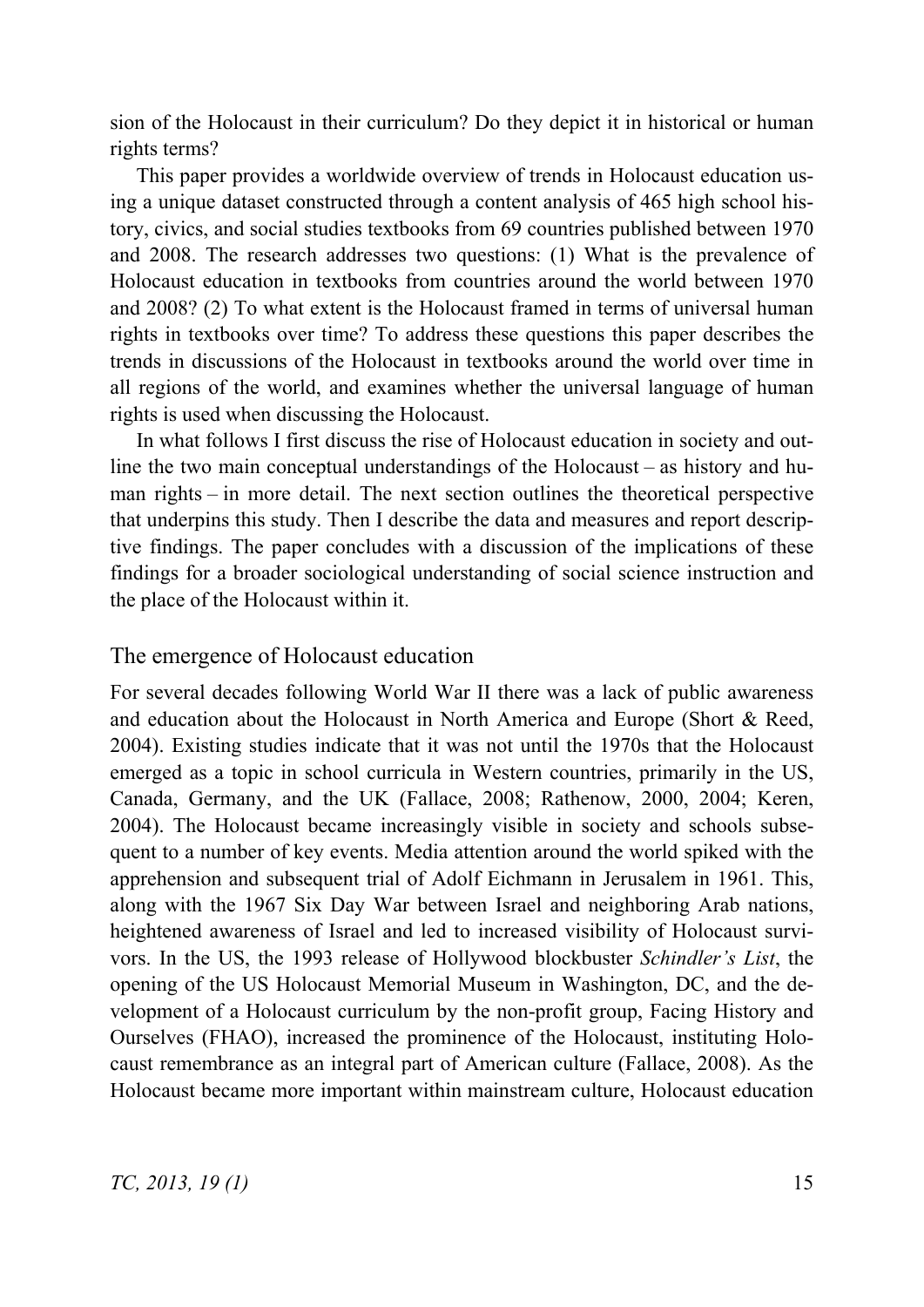sion of the Holocaust in their curriculum? Do they depict it in historical or human rights terms?

This paper provides a worldwide overview of trends in Holocaust education using a unique dataset constructed through a content analysis of 465 high school history, civics, and social studies textbooks from 69 countries published between 1970 and 2008. The research addresses two questions: (1) What is the prevalence of Holocaust education in textbooks from countries around the world between 1970 and 2008? (2) To what extent is the Holocaust framed in terms of universal human rights in textbooks over time? To address these questions this paper describes the trends in discussions of the Holocaust in textbooks around the world over time in all regions of the world, and examines whether the universal language of human rights is used when discussing the Holocaust.

In what follows I first discuss the rise of Holocaust education in society and outline the two main conceptual understandings of the Holocaust – as history and human rights – in more detail. The next section outlines the theoretical perspective that underpins this study. Then I describe the data and measures and report descriptive findings. The paper concludes with a discussion of the implications of these findings for a broader sociological understanding of social science instruction and the place of the Holocaust within it.

## The emergence of Holocaust education

For several decades following World War II there was a lack of public awareness and education about the Holocaust in North America and Europe (Short & Reed, 2004). Existing studies indicate that it was not until the 1970s that the Holocaust emerged as a topic in school curricula in Western countries, primarily in the US, Canada, Germany, and the UK (Fallace, 2008; Rathenow, 2000, 2004; Keren, 2004). The Holocaust became increasingly visible in society and schools subsequent to a number of key events. Media attention around the world spiked with the apprehension and subsequent trial of Adolf Eichmann in Jerusalem in 1961. This, along with the 1967 Six Day War between Israel and neighboring Arab nations, heightened awareness of Israel and led to increased visibility of Holocaust survivors. In the US, the 1993 release of Hollywood blockbuster *Schindler's List*, the opening of the US Holocaust Memorial Museum in Washington, DC, and the development of a Holocaust curriculum by the non-profit group, Facing History and Ourselves (FHAO), increased the prominence of the Holocaust, instituting Holocaust remembrance as an integral part of American culture (Fallace, 2008). As the Holocaust became more important within mainstream culture, Holocaust education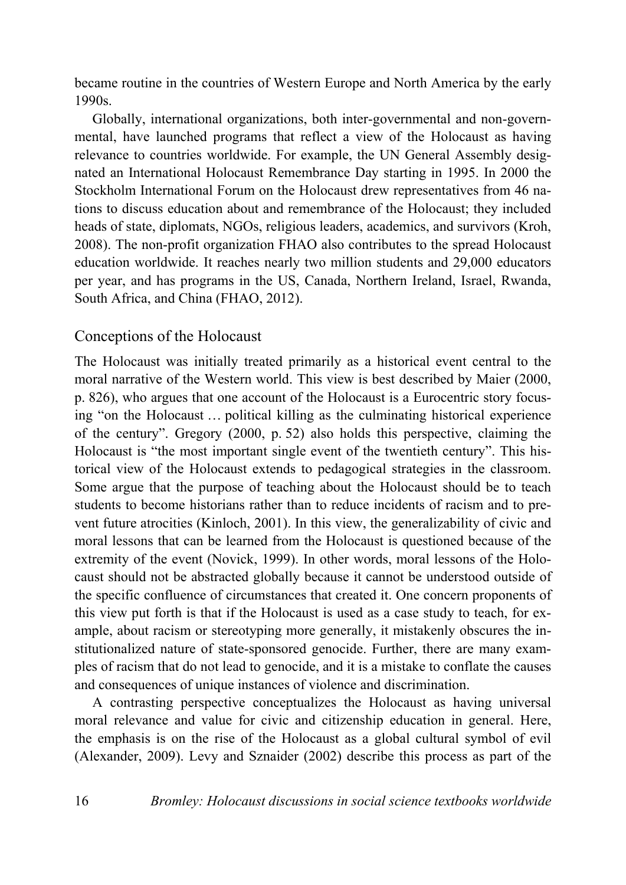became routine in the countries of Western Europe and North America by the early 1990s.

Globally, international organizations, both inter-governmental and non-governmental, have launched programs that reflect a view of the Holocaust as having relevance to countries worldwide. For example, the UN General Assembly designated an International Holocaust Remembrance Day starting in 1995. In 2000 the Stockholm International Forum on the Holocaust drew representatives from 46 nations to discuss education about and remembrance of the Holocaust; they included heads of state, diplomats, NGOs, religious leaders, academics, and survivors (Kroh, 2008). The non-profit organization FHAO also contributes to the spread Holocaust education worldwide. It reaches nearly two million students and 29,000 educators per year, and has programs in the US, Canada, Northern Ireland, Israel, Rwanda, South Africa, and China (FHAO, 2012).

## Conceptions of the Holocaust

The Holocaust was initially treated primarily as a historical event central to the moral narrative of the Western world. This view is best described by Maier (2000, p. 826), who argues that one account of the Holocaust is a Eurocentric story focusing "on the Holocaust … political killing as the culminating historical experience of the century". Gregory (2000, p. 52) also holds this perspective, claiming the Holocaust is "the most important single event of the twentieth century". This historical view of the Holocaust extends to pedagogical strategies in the classroom. Some argue that the purpose of teaching about the Holocaust should be to teach students to become historians rather than to reduce incidents of racism and to prevent future atrocities (Kinloch, 2001). In this view, the generalizability of civic and moral lessons that can be learned from the Holocaust is questioned because of the extremity of the event (Novick, 1999). In other words, moral lessons of the Holocaust should not be abstracted globally because it cannot be understood outside of the specific confluence of circumstances that created it. One concern proponents of this view put forth is that if the Holocaust is used as a case study to teach, for example, about racism or stereotyping more generally, it mistakenly obscures the institutionalized nature of state-sponsored genocide. Further, there are many examples of racism that do not lead to genocide, and it is a mistake to conflate the causes and consequences of unique instances of violence and discrimination.

A contrasting perspective conceptualizes the Holocaust as having universal moral relevance and value for civic and citizenship education in general. Here, the emphasis is on the rise of the Holocaust as a global cultural symbol of evil (Alexander, 2009). Levy and Sznaider (2002) describe this process as part of the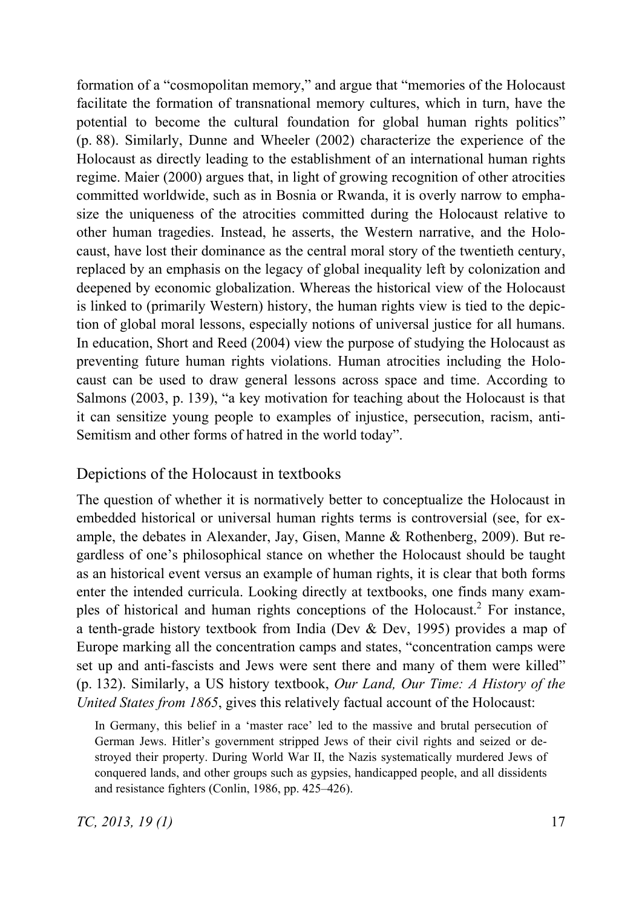formation of a "cosmopolitan memory," and argue that "memories of the Holocaust facilitate the formation of transnational memory cultures, which in turn, have the potential to become the cultural foundation for global human rights politics" (p. 88). Similarly, Dunne and Wheeler (2002) characterize the experience of the Holocaust as directly leading to the establishment of an international human rights regime. Maier (2000) argues that, in light of growing recognition of other atrocities committed worldwide, such as in Bosnia or Rwanda, it is overly narrow to emphasize the uniqueness of the atrocities committed during the Holocaust relative to other human tragedies. Instead, he asserts, the Western narrative, and the Holocaust, have lost their dominance as the central moral story of the twentieth century, replaced by an emphasis on the legacy of global inequality left by colonization and deepened by economic globalization. Whereas the historical view of the Holocaust is linked to (primarily Western) history, the human rights view is tied to the depiction of global moral lessons, especially notions of universal justice for all humans. In education, Short and Reed (2004) view the purpose of studying the Holocaust as preventing future human rights violations. Human atrocities including the Holocaust can be used to draw general lessons across space and time. According to Salmons (2003, p. 139), "a key motivation for teaching about the Holocaust is that it can sensitize young people to examples of injustice, persecution, racism, anti-Semitism and other forms of hatred in the world today".

## Depictions of the Holocaust in textbooks

The question of whether it is normatively better to conceptualize the Holocaust in embedded historical or universal human rights terms is controversial (see, for example, the debates in Alexander, Jay, Gisen, Manne & Rothenberg, 2009). But regardless of one's philosophical stance on whether the Holocaust should be taught as an historical event versus an example of human rights, it is clear that both forms enter the intended curricula. Looking directly at textbooks, one finds many examples of historical and human rights conceptions of the Holocaust.[2] For instance, a tenth-grade history textbook from India (Dev & Dev, 1995) provides a map of Europe marking all the concentration camps and states, "concentration camps were set up and anti-fascists and Jews were sent there and many of them were killed" (p. 132). Similarly, a US history textbook, *Our Land, Our Time: A History of the United States from 1865*, gives this relatively factual account of the Holocaust:

> In Germany, this belief in a 'master race' led to the massive and brutal persecution of German Jews. Hitler's government stripped Jews of their civil rights and seized or destroyed their property. During World War II, the Nazis systematically murdered Jews of conquered lands, and other groups such as gypsies, handicapped people, and all dissidents and resistance fighters (Conlin, 1986, pp. 425–426).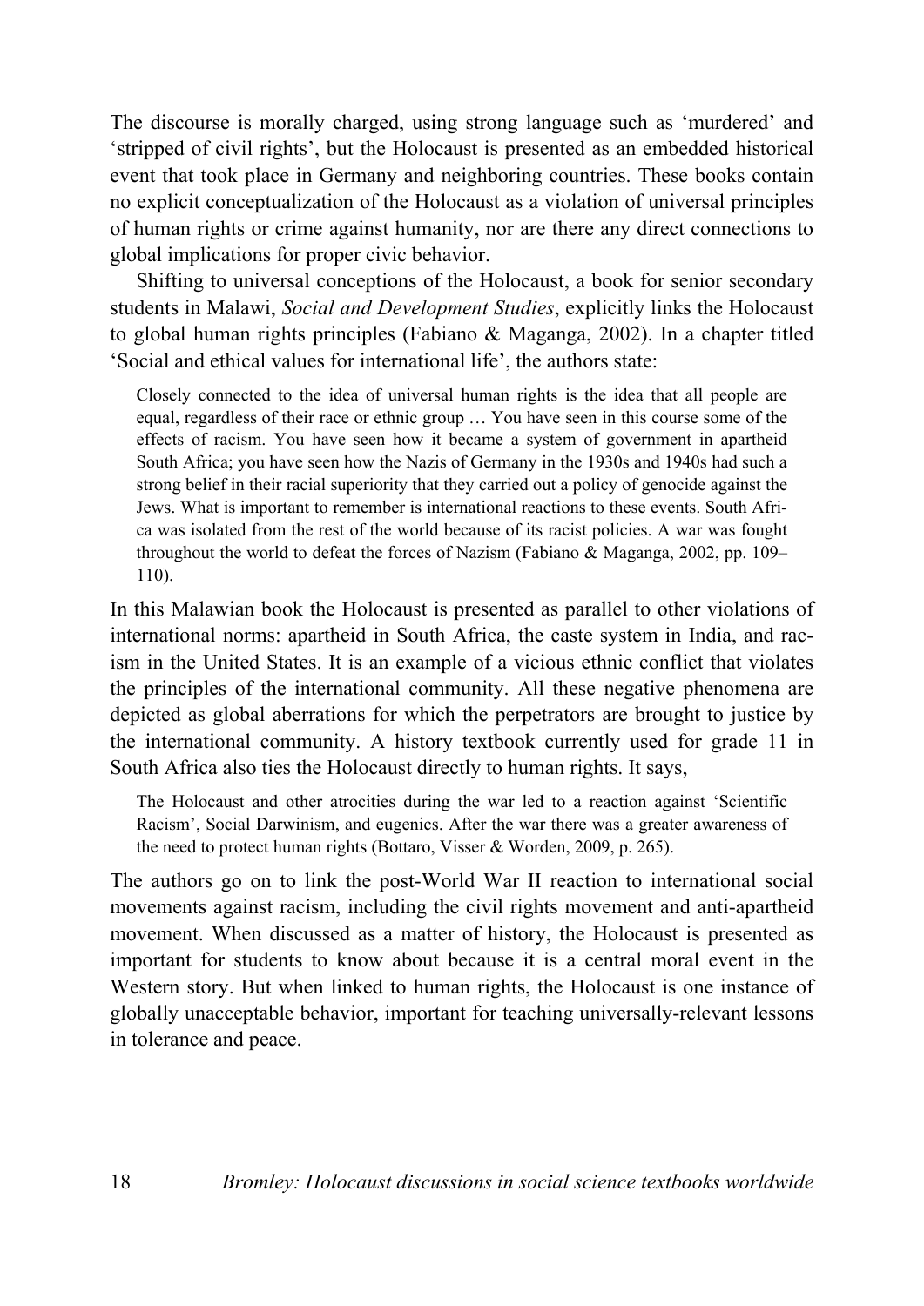The discourse is morally charged, using strong language such as 'murdered' and 'stripped of civil rights', but the Holocaust is presented as an embedded historical event that took place in Germany and neighboring countries. These books contain no explicit conceptualization of the Holocaust as a violation of universal principles of human rights or crime against humanity, nor are there any direct connections to global implications for proper civic behavior.

Shifting to universal conceptions of the Holocaust, a book for senior secondary students in Malawi, *Social and Development Studies*, explicitly links the Holocaust to global human rights principles (Fabiano & Maganga, 2002). In a chapter titled 'Social and ethical values for international life', the authors state:

> Closely connected to the idea of universal human rights is the idea that all people are equal, regardless of their race or ethnic group … You have seen in this course some of the effects of racism. You have seen how it became a system of government in apartheid South Africa; you have seen how the Nazis of Germany in the 1930s and 1940s had such a strong belief in their racial superiority that they carried out a policy of genocide against the Jews. What is important to remember is international reactions to these events. South Africa was isolated from the rest of the world because of its racist policies. A war was fought throughout the world to defeat the forces of Nazism (Fabiano & Maganga, 2002, pp. 109–110).

In this Malawian book the Holocaust is presented as parallel to other violations of international norms: apartheid in South Africa, the caste system in India, and racism in the United States. It is an example of a vicious ethnic conflict that violates the principles of the international community. All these negative phenomena are depicted as global aberrations for which the perpetrators are brought to justice by the international community. A history textbook currently used for grade 11 in South Africa also ties the Holocaust directly to human rights. It says,

> The Holocaust and other atrocities during the war led to a reaction against 'Scientific Racism', Social Darwinism, and eugenics. After the war there was a greater awareness of the need to protect human rights (Bottaro, Visser & Worden, 2009, p. 265).

The authors go on to link the post-World War II reaction to international social movements against racism, including the civil rights movement and anti-apartheid movement. When discussed as a matter of history, the Holocaust is presented as important for students to know about because it is a central moral event in the Western story. But when linked to human rights, the Holocaust is one instance of globally unacceptable behavior, important for teaching universally-relevant lessons in tolerance and peace.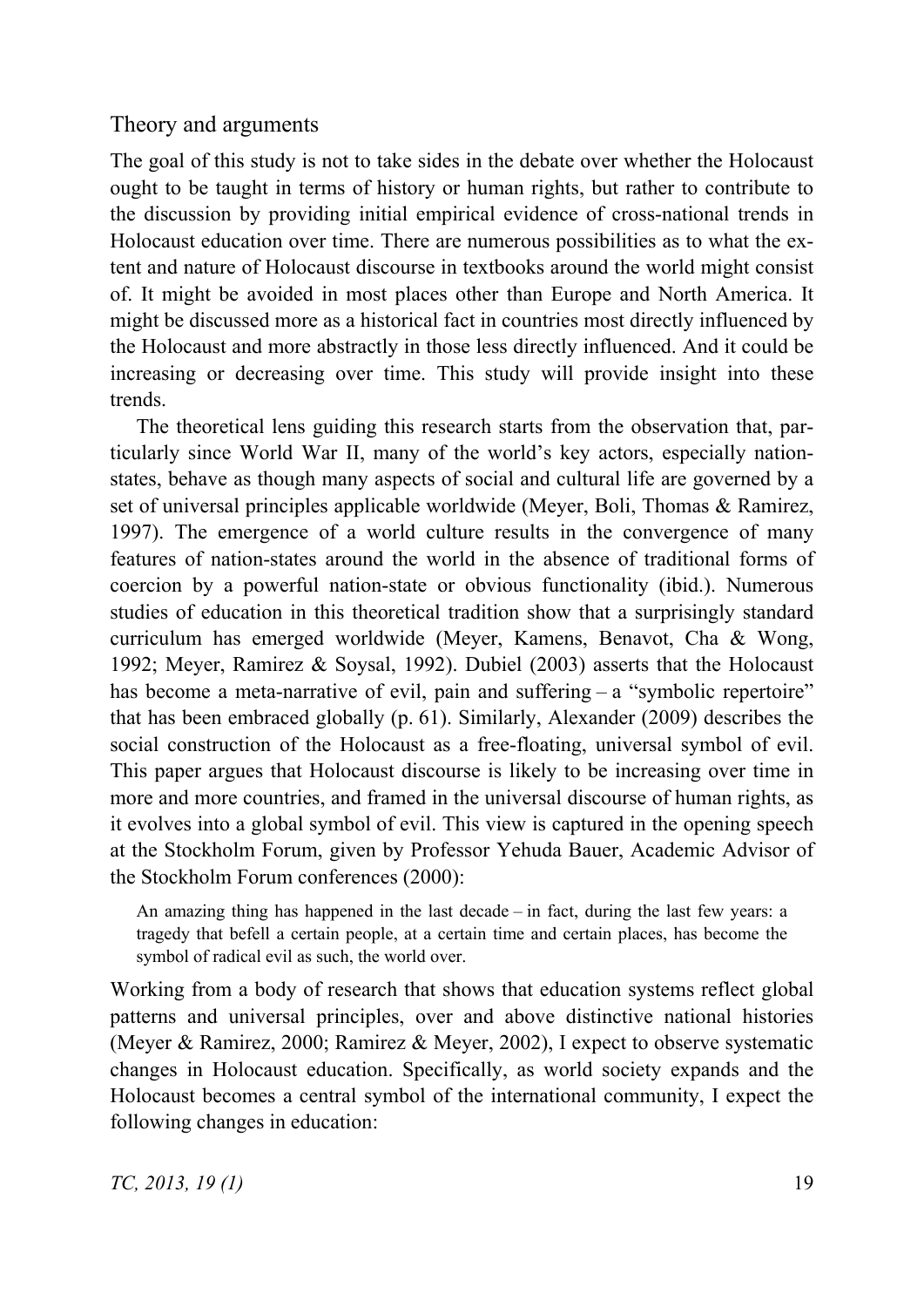## Theory and arguments

The goal of this study is not to take sides in the debate over whether the Holocaust ought to be taught in terms of history or human rights, but rather to contribute to the discussion by providing initial empirical evidence of cross-national trends in Holocaust education over time. There are numerous possibilities as to what the extent and nature of Holocaust discourse in textbooks around the world might consist of. It might be avoided in most places other than Europe and North America. It might be discussed more as a historical fact in countries most directly influenced by the Holocaust and more abstractly in those less directly influenced. And it could be increasing or decreasing over time. This study will provide insight into these trends.

The theoretical lens guiding this research starts from the observation that, particularly since World War II, many of the world's key actors, especially nation-states, behave as though many aspects of social and cultural life are governed by a set of universal principles applicable worldwide (Meyer, Boli, Thomas & Ramirez, 1997). The emergence of a world culture results in the convergence of many features of nation-states around the world in the absence of traditional forms of coercion by a powerful nation-state or obvious functionality (ibid.). Numerous studies of education in this theoretical tradition show that a surprisingly standard curriculum has emerged worldwide (Meyer, Kamens, Benavot, Cha & Wong, 1992; Meyer, Ramirez & Soysal, 1992). Dubiel (2003) asserts that the Holocaust has become a meta-narrative of evil, pain and suffering – a "symbolic repertoire" that has been embraced globally (p. 61). Similarly, Alexander (2009) describes the social construction of the Holocaust as a free-floating, universal symbol of evil. This paper argues that Holocaust discourse is likely to be increasing over time in more and more countries, and framed in the universal discourse of human rights, as it evolves into a global symbol of evil. This view is captured in the opening speech at the Stockholm Forum, given by Professor Yehuda Bauer, Academic Advisor of the Stockholm Forum conferences (2000):

> An amazing thing has happened in the last decade – in fact, during the last few years: a tragedy that befell a certain people, at a certain time and certain places, has become the symbol of radical evil as such, the world over.

Working from a body of research that shows that education systems reflect global patterns and universal principles, over and above distinctive national histories (Meyer & Ramirez, 2000; Ramirez & Meyer, 2002), I expect to observe systematic changes in Holocaust education. Specifically, as world society expands and the Holocaust becomes a central symbol of the international community, I expect the following changes in education: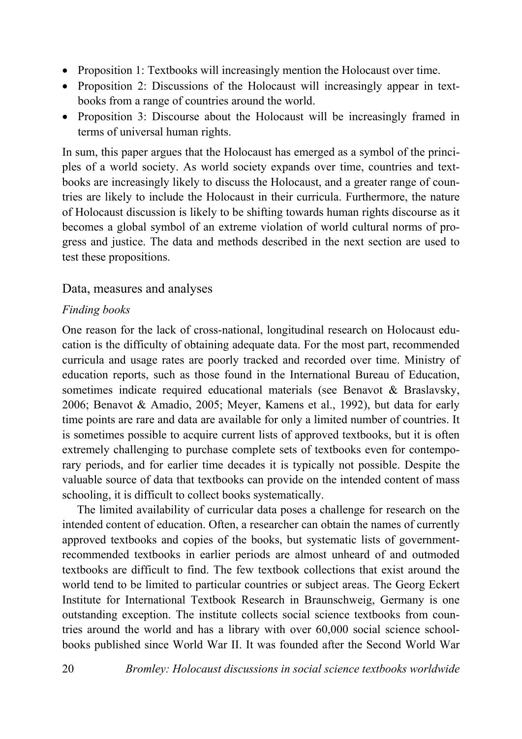- Proposition 1: Textbooks will increasingly mention the Holocaust over time.
- Proposition 2: Discussions of the Holocaust will increasingly appear in textbooks from a range of countries around the world.
- Proposition 3: Discourse about the Holocaust will be increasingly framed in terms of universal human rights.

In sum, this paper argues that the Holocaust has emerged as a symbol of the principles of a world society. As world society expands over time, countries and textbooks are increasingly likely to discuss the Holocaust, and a greater range of countries are likely to include the Holocaust in their curricula. Furthermore, the nature of Holocaust discussion is likely to be shifting towards human rights discourse as it becomes a global symbol of an extreme violation of world cultural norms of progress and justice. The data and methods described in the next section are used to test these propositions.

## Data, measures and analyses

### *Finding books*

One reason for the lack of cross-national, longitudinal research on Holocaust education is the difficulty of obtaining adequate data. For the most part, recommended curricula and usage rates are poorly tracked and recorded over time. Ministry of education reports, such as those found in the International Bureau of Education, sometimes indicate required educational materials (see Benavot & Braslavsky, 2006; Benavot & Amadio, 2005; Meyer, Kamens et al., 1992), but data for early time points are rare and data are available for only a limited number of countries. It is sometimes possible to acquire current lists of approved textbooks, but it is often extremely challenging to purchase complete sets of textbooks even for contemporary periods, and for earlier time decades it is typically not possible. Despite the valuable source of data that textbooks can provide on the intended content of mass schooling, it is difficult to collect books systematically.

The limited availability of curricular data poses a challenge for research on the intended content of education. Often, a researcher can obtain the names of currently approved textbooks and copies of the books, but systematic lists of government-recommended textbooks in earlier periods are almost unheard of and outmoded textbooks are difficult to find. The few textbook collections that exist around the world tend to be limited to particular countries or subject areas. The Georg Eckert Institute for International Textbook Research in Braunschweig, Germany is one outstanding exception. The institute collects social science textbooks from countries around the world and has a library with over 60,000 social science schoolbooks published since World War II. It was founded after the Second World War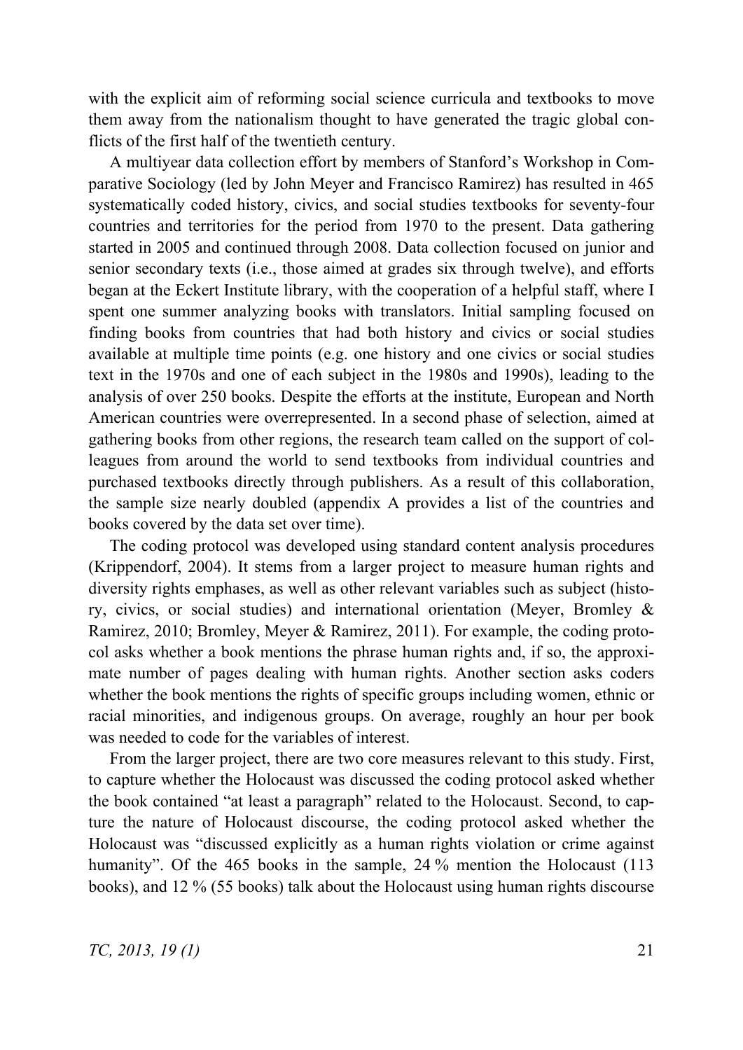with the explicit aim of reforming social science curricula and textbooks to move them away from the nationalism thought to have generated the tragic global conflicts of the first half of the twentieth century.

A multiyear data collection effort by members of Stanford's Workshop in Comparative Sociology (led by John Meyer and Francisco Ramirez) has resulted in 465 systematically coded history, civics, and social studies textbooks for seventy-four countries and territories for the period from 1970 to the present. Data gathering started in 2005 and continued through 2008. Data collection focused on junior and senior secondary texts (i.e., those aimed at grades six through twelve), and efforts began at the Eckert Institute library, with the cooperation of a helpful staff, where I spent one summer analyzing books with translators. Initial sampling focused on finding books from countries that had both history and civics or social studies available at multiple time points (e.g. one history and one civics or social studies text in the 1970s and one of each subject in the 1980s and 1990s), leading to the analysis of over 250 books. Despite the efforts at the institute, European and North American countries were overrepresented. In a second phase of selection, aimed at gathering books from other regions, the research team called on the support of colleagues from around the world to send textbooks from individual countries and purchased textbooks directly through publishers. As a result of this collaboration, the sample size nearly doubled (appendix A provides a list of the countries and books covered by the data set over time).

The coding protocol was developed using standard content analysis procedures (Krippendorf, 2004). It stems from a larger project to measure human rights and diversity rights emphases, as well as other relevant variables such as subject (history, civics, or social studies) and international orientation (Meyer, Bromley & Ramirez, 2010; Bromley, Meyer & Ramirez, 2011). For example, the coding protocol asks whether a book mentions the phrase human rights and, if so, the approximate number of pages dealing with human rights. Another section asks coders whether the book mentions the rights of specific groups including women, ethnic or racial minorities, and indigenous groups. On average, roughly an hour per book was needed to code for the variables of interest.

From the larger project, there are two core measures relevant to this study. First, to capture whether the Holocaust was discussed the coding protocol asked whether the book contained "at least a paragraph" related to the Holocaust. Second, to capture the nature of Holocaust discourse, the coding protocol asked whether the Holocaust was "discussed explicitly as a human rights violation or crime against humanity". Of the 465 books in the sample, 24 % mention the Holocaust (113 books), and 12 % (55 books) talk about the Holocaust using human rights discourse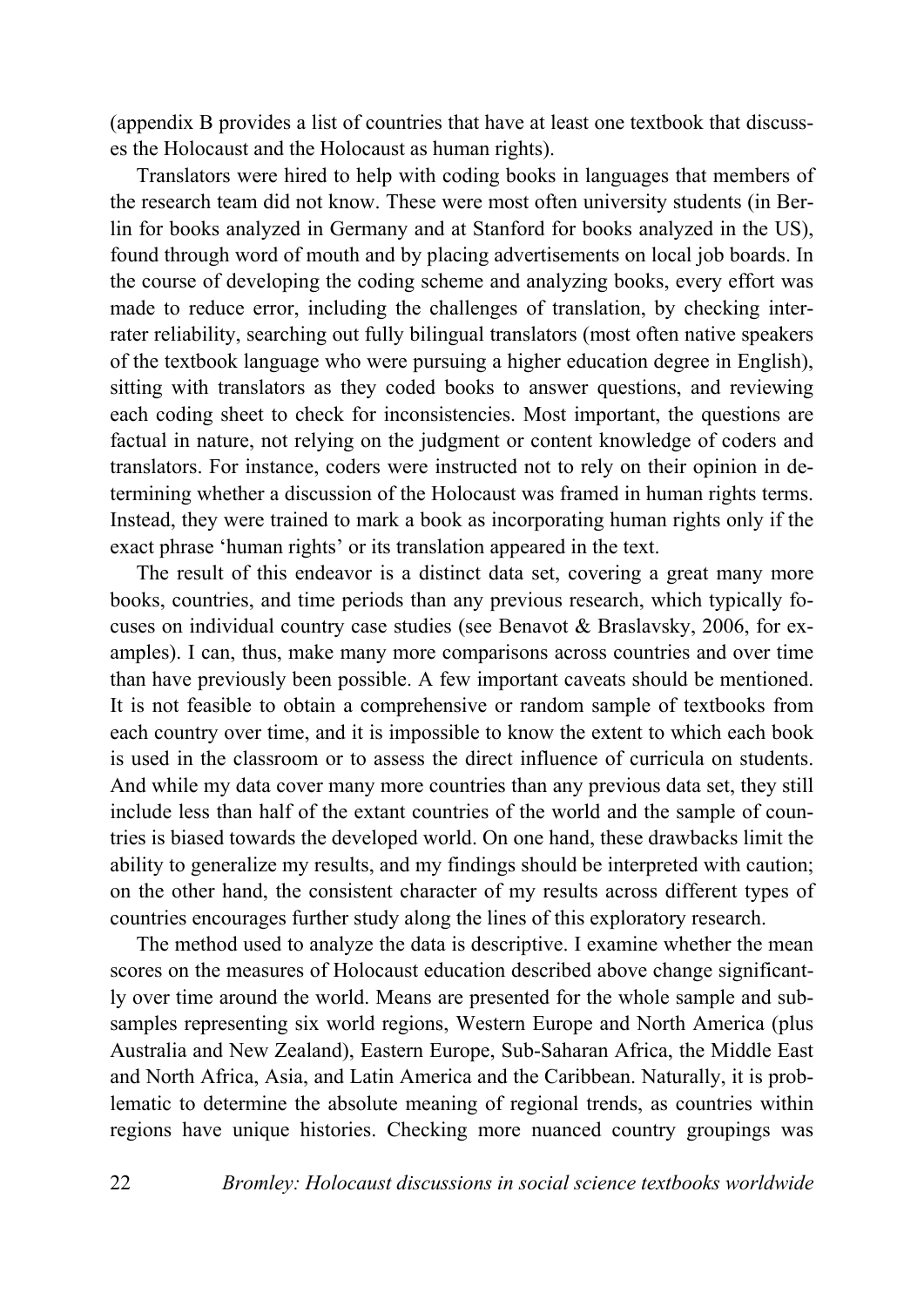(appendix B provides a list of countries that have at least one textbook that discusses the Holocaust and the Holocaust as human rights).

Translators were hired to help with coding books in languages that members of the research team did not know. These were most often university students (in Berlin for books analyzed in Germany and at Stanford for books analyzed in the US), found through word of mouth and by placing advertisements on local job boards. In the course of developing the coding scheme and analyzing books, every effort was made to reduce error, including the challenges of translation, by checking inter-rater reliability, searching out fully bilingual translators (most often native speakers of the textbook language who were pursuing a higher education degree in English), sitting with translators as they coded books to answer questions, and reviewing each coding sheet to check for inconsistencies. Most important, the questions are factual in nature, not relying on the judgment or content knowledge of coders and translators. For instance, coders were instructed not to rely on their opinion in determining whether a discussion of the Holocaust was framed in human rights terms. Instead, they were trained to mark a book as incorporating human rights only if the exact phrase 'human rights' or its translation appeared in the text.

The result of this endeavor is a distinct data set, covering a great many more books, countries, and time periods than any previous research, which typically focuses on individual country case studies (see Benavot & Braslavsky, 2006, for examples). I can, thus, make many more comparisons across countries and over time than have previously been possible. A few important caveats should be mentioned. It is not feasible to obtain a comprehensive or random sample of textbooks from each country over time, and it is impossible to know the extent to which each book is used in the classroom or to assess the direct influence of curricula on students. And while my data cover many more countries than any previous data set, they still include less than half of the extant countries of the world and the sample of countries is biased towards the developed world. On one hand, these drawbacks limit the ability to generalize my results, and my findings should be interpreted with caution; on the other hand, the consistent character of my results across different types of countries encourages further study along the lines of this exploratory research.

The method used to analyze the data is descriptive. I examine whether the mean scores on the measures of Holocaust education described above change significantly over time around the world. Means are presented for the whole sample and subsamples representing six world regions, Western Europe and North America (plus Australia and New Zealand), Eastern Europe, Sub-Saharan Africa, the Middle East and North Africa, Asia, and Latin America and the Caribbean. Naturally, it is problematic to determine the absolute meaning of regional trends, as countries within regions have unique histories. Checking more nuanced country groupings was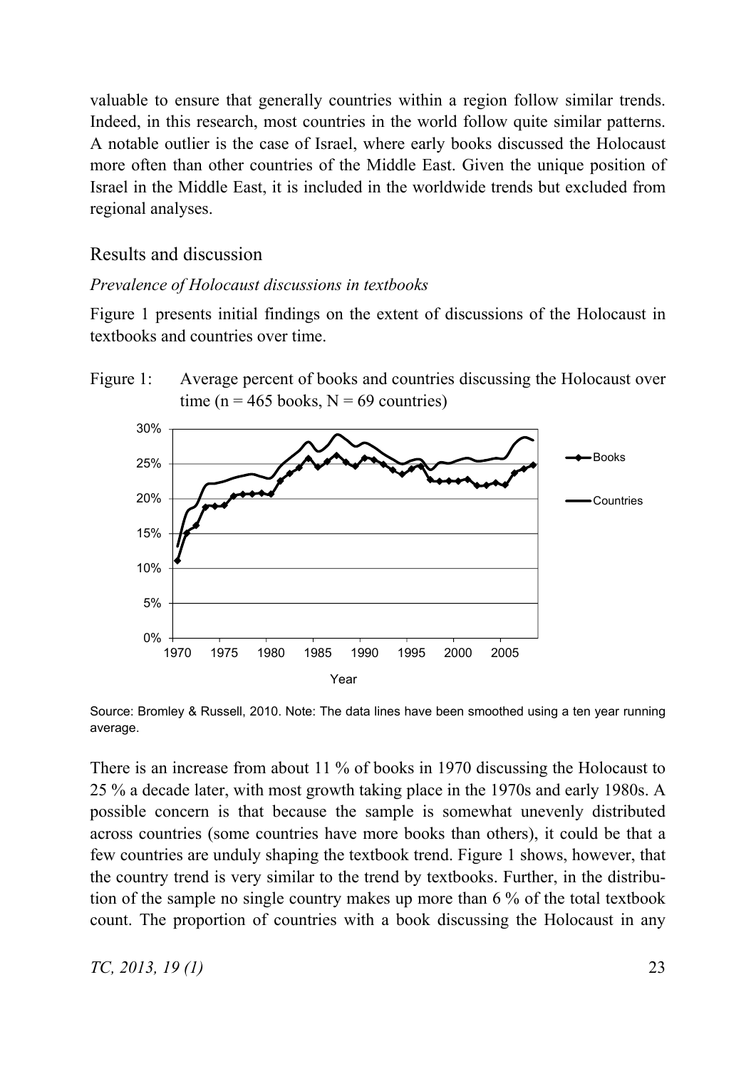valuable to ensure that generally countries within a region follow similar trends. Indeed, in this research, most countries in the world follow quite similar patterns. A notable outlier is the case of Israel, where early books discussed the Holocaust more often than other countries of the Middle East. Given the unique position of Israel in the Middle East, it is included in the worldwide trends but excluded from regional analyses.

## Results and discussion

### *Prevalence of Holocaust discussions in textbooks*

Figure 1 presents initial findings on the extent of discussions of the Holocaust in textbooks and countries over time.

Figure 1: Average percent of books and countries discussing the Holocaust over time (n = 465 books, N = 69 countries)

30%
25%
20%
15%
10%
5%
0%
1970 1975 1980 1985 1990 1995 2000 2005
Year
Books
Countries

Source: Bromley & Russell, 2010. Note: The data lines have been smoothed using a ten year running average.

There is an increase from about 11 % of books in 1970 discussing the Holocaust to 25 % a decade later, with most growth taking place in the 1970s and early 1980s. A possible concern is that because the sample is somewhat unevenly distributed across countries (some countries have more books than others), it could be that a few countries are unduly shaping the textbook trend. Figure 1 shows, however, that the country trend is very similar to the trend by textbooks. Further, in the distribution of the sample no single country makes up more than 6 % of the total textbook count. The proportion of countries with a book discussing the Holocaust in any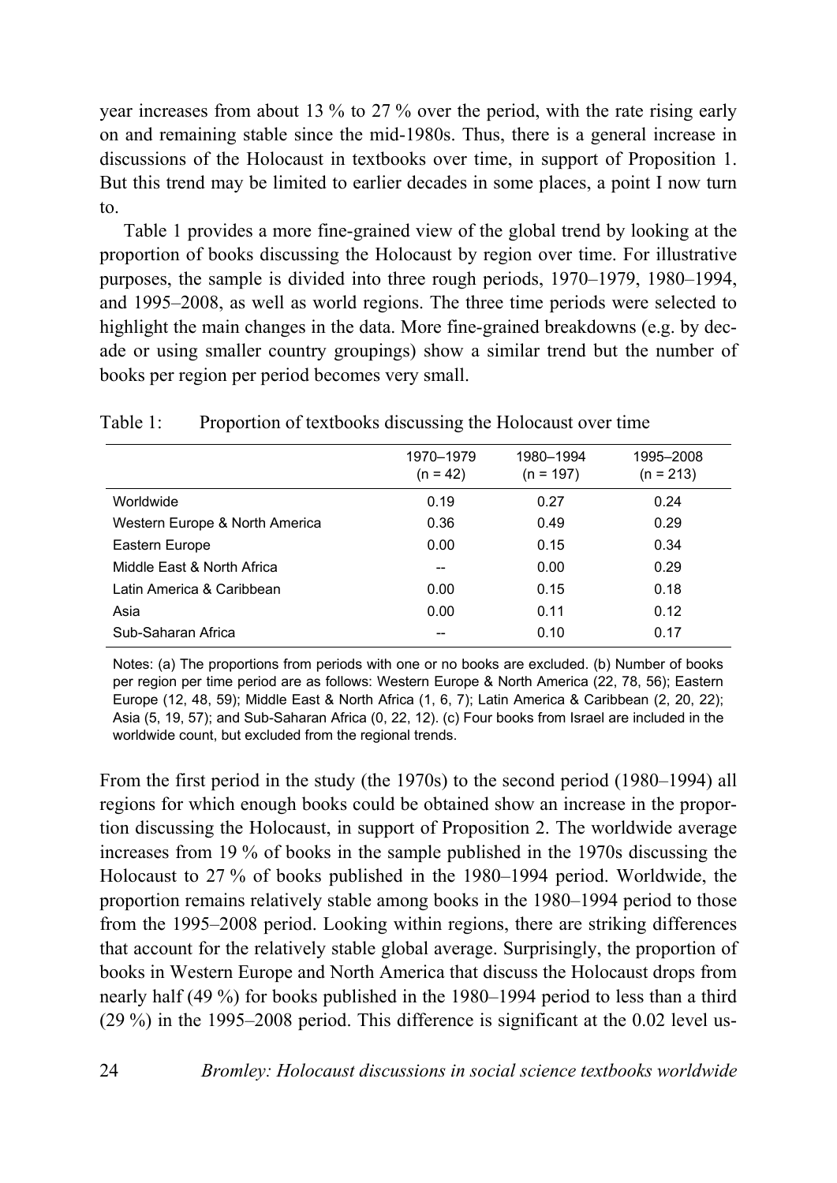year increases from about 13 % to 27 % over the period, with the rate rising early on and remaining stable since the mid-1980s. Thus, there is a general increase in discussions of the Holocaust in textbooks over time, in support of Proposition 1. But this trend may be limited to earlier decades in some places, a point I now turn to.

Table 1 provides a more fine-grained view of the global trend by looking at the proportion of books discussing the Holocaust by region over time. For illustrative purposes, the sample is divided into three rough periods, 1970–1979, 1980–1994, and 1995–2008, as well as world regions. The three time periods were selected to highlight the main changes in the data. More fine-grained breakdowns (e.g. by decade or using smaller country groupings) show a similar trend but the number of books per region per period becomes very small.

Table 1: Proportion of textbooks discussing the Holocaust over time

| | 1970–1979 (n = 42) | 1980–1994 (n = 197) | 1995–2008 (n = 213) |
|---|---|---|---|
| Worldwide | 0.19 | 0.27 | 0.24 |
| Western Europe & North America | 0.36 | 0.49 | 0.29 |
| Eastern Europe | 0.00 | 0.15 | 0.34 |
| Middle East & North Africa | -- | 0.00 | 0.29 |
| Latin America & Caribbean | 0.00 | 0.15 | 0.18 |
| Asia | 0.00 | 0.11 | 0.12 |
| Sub-Saharan Africa | -- | 0.10 | 0.17 |

Notes: (a) The proportions from periods with one or no books are excluded. (b) Number of books per region per time period are as follows: Western Europe & North America (22, 78, 56); Eastern Europe (12, 48, 59); Middle East & North Africa (1, 6, 7); Latin America & Caribbean (2, 20, 22); Asia (5, 19, 57); and Sub-Saharan Africa (0, 22, 12). (c) Four books from Israel are included in the worldwide count, but excluded from the regional trends.

From the first period in the study (the 1970s) to the second period (1980–1994) all regions for which enough books could be obtained show an increase in the proportion discussing the Holocaust, in support of Proposition 2. The worldwide average increases from 19 % of books in the sample published in the 1970s discussing the Holocaust to 27 % of books published in the 1980–1994 period. Worldwide, the proportion remains relatively stable among books in the 1980–1994 period to those from the 1995–2008 period. Looking within regions, there are striking differences that account for the relatively stable global average. Surprisingly, the proportion of books in Western Europe and North America that discuss the Holocaust drops from nearly half (49 %) for books published in the 1980–1994 period to less than a third (29 %) in the 1995–2008 period. This difference is significant at the 0.02 level us-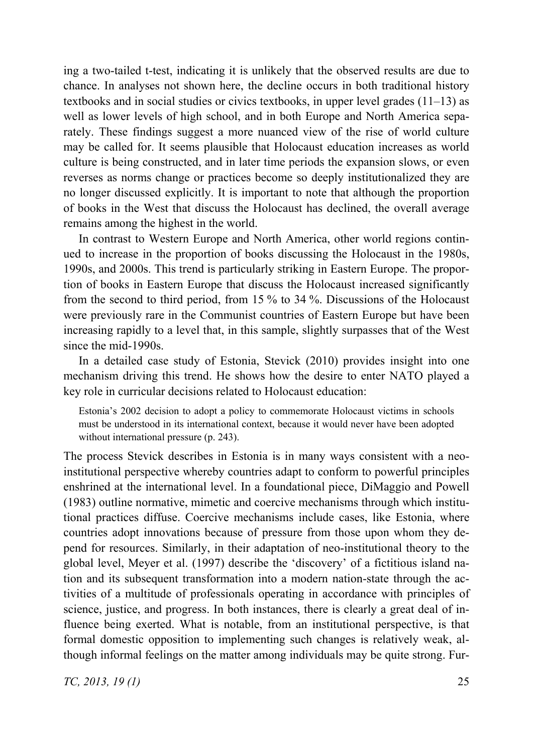ing a two-tailed t-test, indicating it is unlikely that the observed results are due to chance. In analyses not shown here, the decline occurs in both traditional history textbooks and in social studies or civics textbooks, in upper level grades (11–13) as well as lower levels of high school, and in both Europe and North America separately. These findings suggest a more nuanced view of the rise of world culture may be called for. It seems plausible that Holocaust education increases as world culture is being constructed, and in later time periods the expansion slows, or even reverses as norms change or practices become so deeply institutionalized they are no longer discussed explicitly. It is important to note that although the proportion of books in the West that discuss the Holocaust has declined, the overall average remains among the highest in the world.

In contrast to Western Europe and North America, other world regions continued to increase in the proportion of books discussing the Holocaust in the 1980s, 1990s, and 2000s. This trend is particularly striking in Eastern Europe. The proportion of books in Eastern Europe that discuss the Holocaust increased significantly from the second to third period, from 15 % to 34 %. Discussions of the Holocaust were previously rare in the Communist countries of Eastern Europe but have been increasing rapidly to a level that, in this sample, slightly surpasses that of the West since the mid-1990s.

In a detailed case study of Estonia, Stevick (2010) provides insight into one mechanism driving this trend. He shows how the desire to enter NATO played a key role in curricular decisions related to Holocaust education:

> Estonia's 2002 decision to adopt a policy to commemorate Holocaust victims in schools must be understood in its international context, because it would never have been adopted without international pressure (p. 243).

The process Stevick describes in Estonia is in many ways consistent with a neo-institutional perspective whereby countries adapt to conform to powerful principles enshrined at the international level. In a foundational piece, DiMaggio and Powell (1983) outline normative, mimetic and coercive mechanisms through which institutional practices diffuse. Coercive mechanisms include cases, like Estonia, where countries adopt innovations because of pressure from those upon whom they depend for resources. Similarly, in their adaptation of neo-institutional theory to the global level, Meyer et al. (1997) describe the 'discovery' of a fictitious island nation and its subsequent transformation into a modern nation-state through the activities of a multitude of professionals operating in accordance with principles of science, justice, and progress. In both instances, there is clearly a great deal of influence being exerted. What is notable, from an institutional perspective, is that formal domestic opposition to implementing such changes is relatively weak, although informal feelings on the matter among individuals may be quite strong. Fur-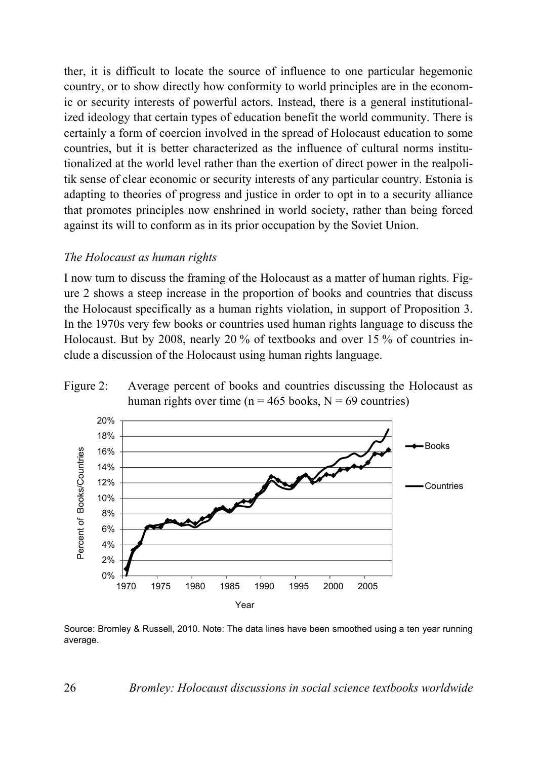ther, it is difficult to locate the source of influence to one particular hegemonic country, or to show directly how conformity to world principles are in the economic or security interests of powerful actors. Instead, there is a general institutionalized ideology that certain types of education benefit the world community. There is certainly a form of coercion involved in the spread of Holocaust education to some countries, but it is better characterized as the influence of cultural norms institutionalized at the world level rather than the exertion of direct power in the realpolitik sense of clear economic or security interests of any particular country. Estonia is adapting to theories of progress and justice in order to opt in to a security alliance that promotes principles now enshrined in world society, rather than being forced against its will to conform as in its prior occupation by the Soviet Union.

*The Holocaust as human rights*

I now turn to discuss the framing of the Holocaust as a matter of human rights. Figure 2 shows a steep increase in the proportion of books and countries that discuss the Holocaust specifically as a human rights violation, in support of Proposition 3. In the 1970s very few books or countries used human rights language to discuss the Holocaust. But by 2008, nearly 20 % of textbooks and over 15 % of countries include a discussion of the Holocaust using human rights language.

Figure 2: Average percent of books and countries discussing the Holocaust as human rights over time (n = 465 books, N = 69 countries)

Percent of Books/Countries

20%
18%
16%
14%
12%
10%
8%
6%
4%
2%
0%

1970 1975 1980 1985 1990 1995 2000 2005

Year

Books
Countries

Source: Bromley & Russell, 2010. Note: The data lines have been smoothed using a ten year running average.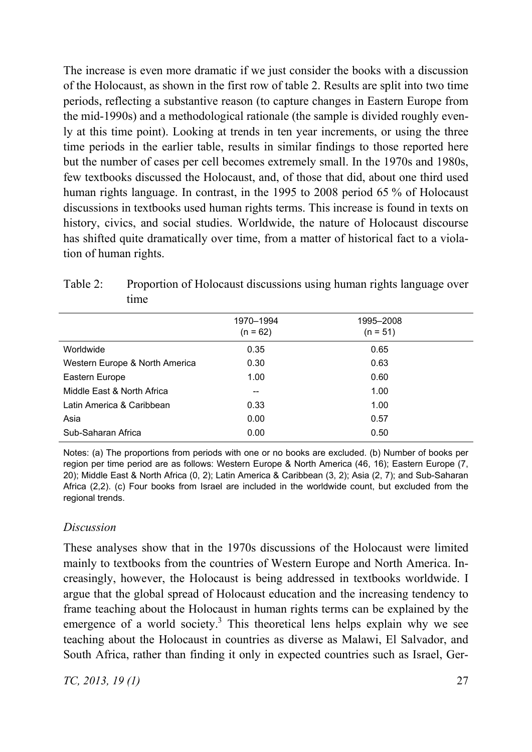The increase is even more dramatic if we just consider the books with a discussion of the Holocaust, as shown in the first row of table 2. Results are split into two time periods, reflecting a substantive reason (to capture changes in Eastern Europe from the mid-1990s) and a methodological rationale (the sample is divided roughly evenly at this time point). Looking at trends in ten year increments, or using the three time periods in the earlier table, results in similar findings to those reported here but the number of cases per cell becomes extremely small. In the 1970s and 1980s, few textbooks discussed the Holocaust, and, of those that did, about one third used human rights language. In contrast, in the 1995 to 2008 period 65 % of Holocaust discussions in textbooks used human rights terms. This increase is found in texts on history, civics, and social studies. Worldwide, the nature of Holocaust discourse has shifted quite dramatically over time, from a matter of historical fact to a violation of human rights.

Table 2: Proportion of Holocaust discussions using human rights language over time

| | 1970–1994 (n = 62) | 1995–2008 (n = 51) |
|---|---|---|
| Worldwide | 0.35 | 0.65 |
| Western Europe & North America | 0.30 | 0.63 |
| Eastern Europe | 1.00 | 0.60 |
| Middle East & North Africa | -- | 1.00 |
| Latin America & Caribbean | 0.33 | 1.00 |
| Asia | 0.00 | 0.57 |
| Sub-Saharan Africa | 0.00 | 0.50 |

Notes: (a) The proportions from periods with one or no books are excluded. (b) Number of books per region per time period are as follows: Western Europe & North America (46, 16); Eastern Europe (7, 20); Middle East & North Africa (0, 2); Latin America & Caribbean (3, 2); Asia (2, 7); and Sub-Saharan Africa (2,2). (c) Four books from Israel are included in the worldwide count, but excluded from the regional trends.

*Discussion*

These analyses show that in the 1970s discussions of the Holocaust were limited mainly to textbooks from the countries of Western Europe and North America. Increasingly, however, the Holocaust is being addressed in textbooks worldwide. I argue that the global spread of Holocaust education and the increasing tendency to frame teaching about the Holocaust in human rights terms can be explained by the emergence of a world society.[3] This theoretical lens helps explain why we see teaching about the Holocaust in countries as diverse as Malawi, El Salvador, and South Africa, rather than finding it only in expected countries such as Israel, Ger-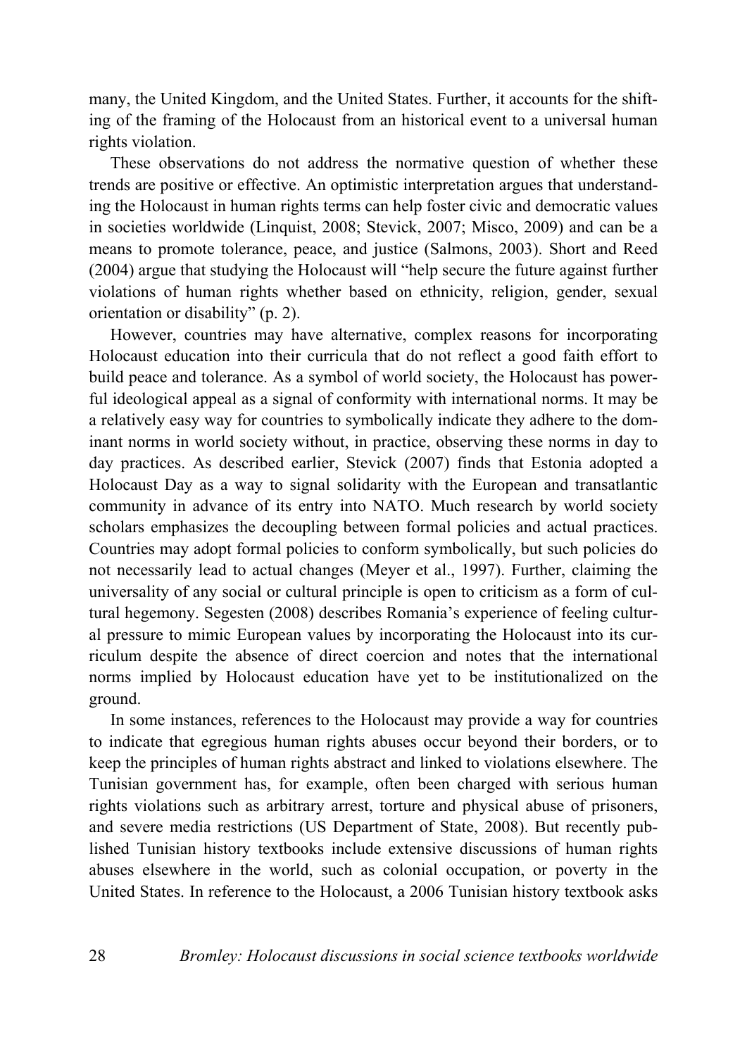many, the United Kingdom, and the United States. Further, it accounts for the shifting of the framing of the Holocaust from an historical event to a universal human rights violation.

These observations do not address the normative question of whether these trends are positive or effective. An optimistic interpretation argues that understanding the Holocaust in human rights terms can help foster civic and democratic values in societies worldwide (Linquist, 2008; Stevick, 2007; Misco, 2009) and can be a means to promote tolerance, peace, and justice (Salmons, 2003). Short and Reed (2004) argue that studying the Holocaust will "help secure the future against further violations of human rights whether based on ethnicity, religion, gender, sexual orientation or disability" (p. 2).

However, countries may have alternative, complex reasons for incorporating Holocaust education into their curricula that do not reflect a good faith effort to build peace and tolerance. As a symbol of world society, the Holocaust has powerful ideological appeal as a signal of conformity with international norms. It may be a relatively easy way for countries to symbolically indicate they adhere to the dominant norms in world society without, in practice, observing these norms in day to day practices. As described earlier, Stevick (2007) finds that Estonia adopted a Holocaust Day as a way to signal solidarity with the European and transatlantic community in advance of its entry into NATO. Much research by world society scholars emphasizes the decoupling between formal policies and actual practices. Countries may adopt formal policies to conform symbolically, but such policies do not necessarily lead to actual changes (Meyer et al., 1997). Further, claiming the universality of any social or cultural principle is open to criticism as a form of cultural hegemony. Segesten (2008) describes Romania's experience of feeling cultural pressure to mimic European values by incorporating the Holocaust into its curriculum despite the absence of direct coercion and notes that the international norms implied by Holocaust education have yet to be institutionalized on the ground.

In some instances, references to the Holocaust may provide a way for countries to indicate that egregious human rights abuses occur beyond their borders, or to keep the principles of human rights abstract and linked to violations elsewhere. The Tunisian government has, for example, often been charged with serious human rights violations such as arbitrary arrest, torture and physical abuse of prisoners, and severe media restrictions (US Department of State, 2008). But recently published Tunisian history textbooks include extensive discussions of human rights abuses elsewhere in the world, such as colonial occupation, or poverty in the United States. In reference to the Holocaust, a 2006 Tunisian history textbook asks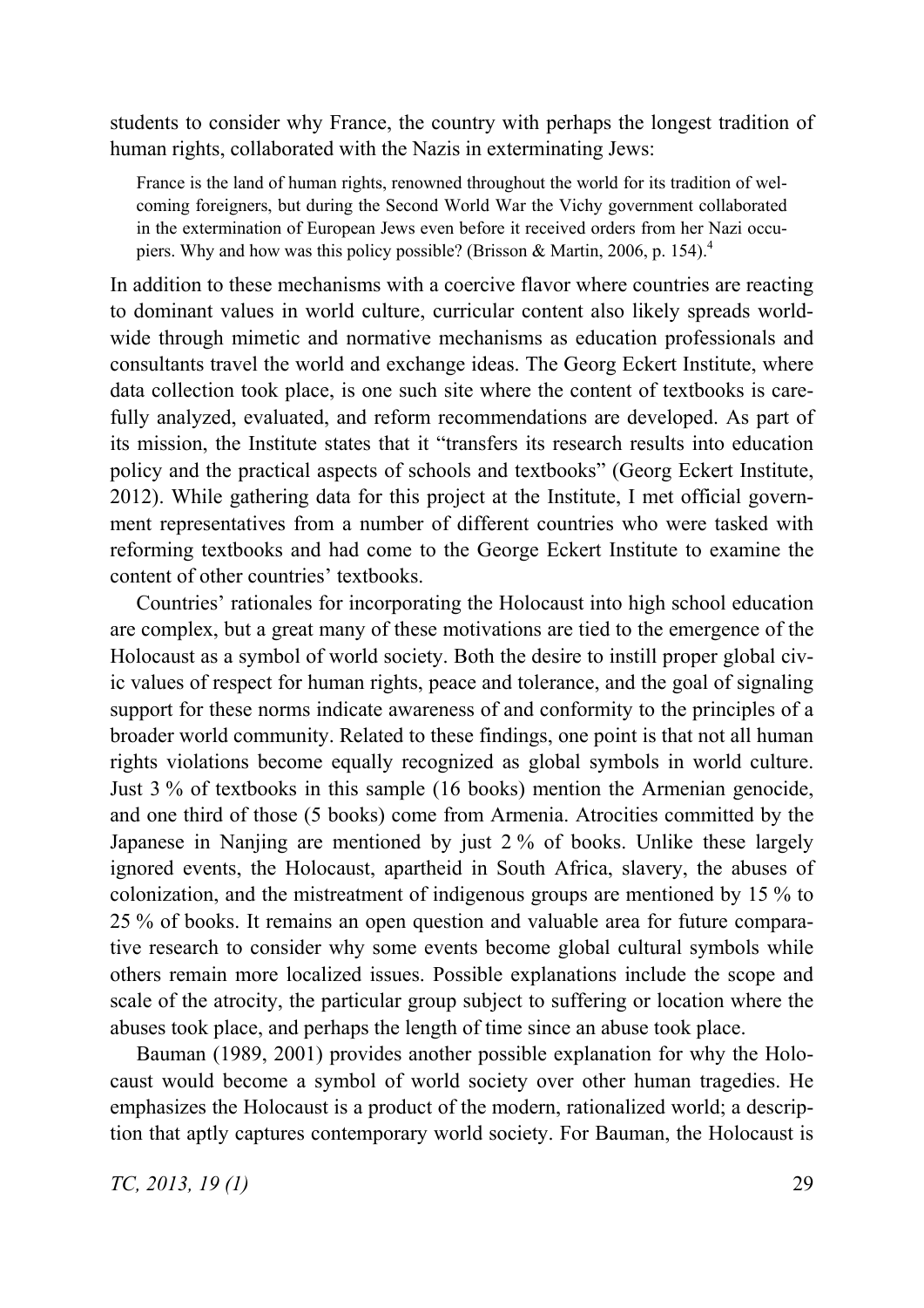students to consider why France, the country with perhaps the longest tradition of human rights, collaborated with the Nazis in exterminating Jews:

> France is the land of human rights, renowned throughout the world for its tradition of welcoming foreigners, but during the Second World War the Vichy government collaborated in the extermination of European Jews even before it received orders from her Nazi occupiers. Why and how was this policy possible? (Brisson & Martin, 2006, p. 154).[4]

In addition to these mechanisms with a coercive flavor where countries are reacting to dominant values in world culture, curricular content also likely spreads worldwide through mimetic and normative mechanisms as education professionals and consultants travel the world and exchange ideas. The Georg Eckert Institute, where data collection took place, is one such site where the content of textbooks is carefully analyzed, evaluated, and reform recommendations are developed. As part of its mission, the Institute states that it "transfers its research results into education policy and the practical aspects of schools and textbooks" (Georg Eckert Institute, 2012). While gathering data for this project at the Institute, I met official government representatives from a number of different countries who were tasked with reforming textbooks and had come to the George Eckert Institute to examine the content of other countries' textbooks.

Countries' rationales for incorporating the Holocaust into high school education are complex, but a great many of these motivations are tied to the emergence of the Holocaust as a symbol of world society. Both the desire to instill proper global civic values of respect for human rights, peace and tolerance, and the goal of signaling support for these norms indicate awareness of and conformity to the principles of a broader world community. Related to these findings, one point is that not all human rights violations become equally recognized as global symbols in world culture. Just 3 % of textbooks in this sample (16 books) mention the Armenian genocide, and one third of those (5 books) come from Armenia. Atrocities committed by the Japanese in Nanjing are mentioned by just 2 % of books. Unlike these largely ignored events, the Holocaust, apartheid in South Africa, slavery, the abuses of colonization, and the mistreatment of indigenous groups are mentioned by 15 % to 25 % of books. It remains an open question and valuable area for future comparative research to consider why some events become global cultural symbols while others remain more localized issues. Possible explanations include the scope and scale of the atrocity, the particular group subject to suffering or location where the abuses took place, and perhaps the length of time since an abuse took place.

Bauman (1989, 2001) provides another possible explanation for why the Holocaust would become a symbol of world society over other human tragedies. He emphasizes the Holocaust is a product of the modern, rationalized world; a description that aptly captures contemporary world society. For Bauman, the Holocaust is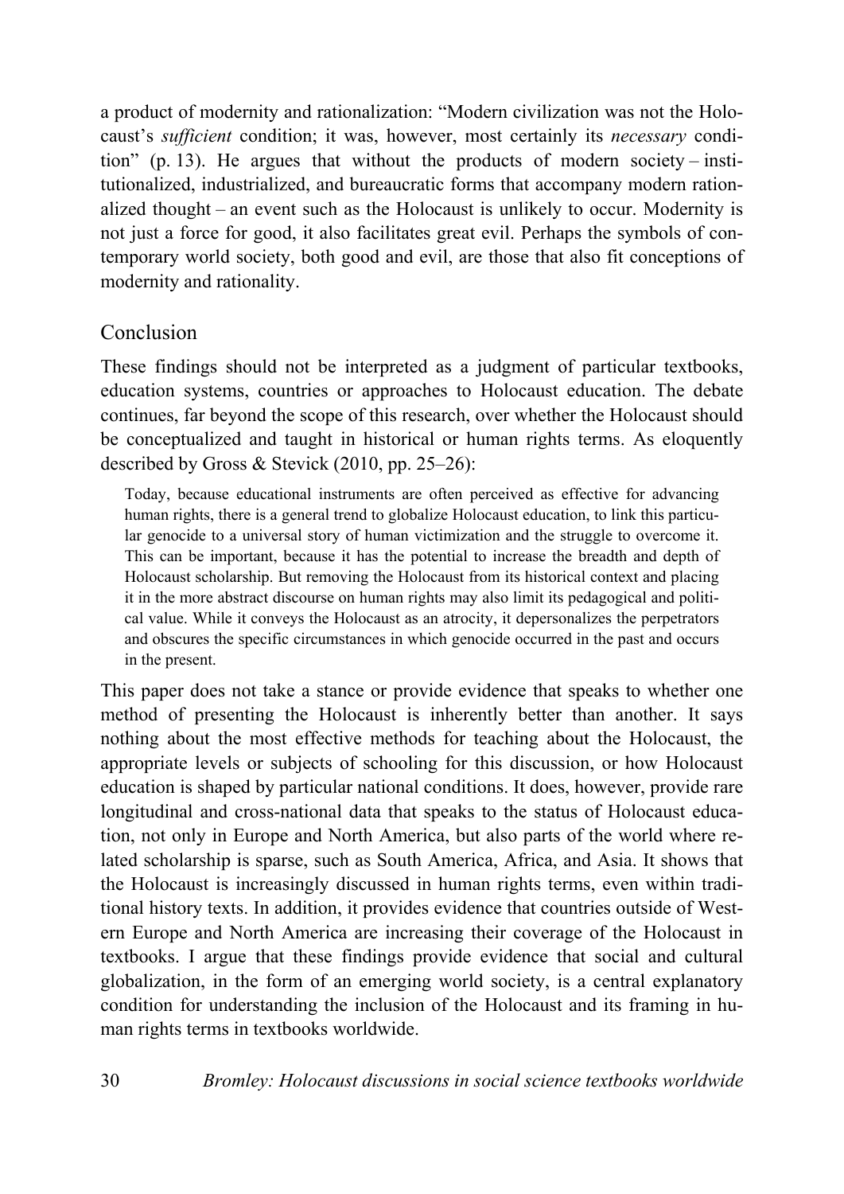a product of modernity and rationalization: "Modern civilization was not the Holocaust's *sufficient* condition; it was, however, most certainly its *necessary* condition" (p. 13). He argues that without the products of modern society – institutionalized, industrialized, and bureaucratic forms that accompany modern rationalized thought – an event such as the Holocaust is unlikely to occur. Modernity is not just a force for good, it also facilitates great evil. Perhaps the symbols of contemporary world society, both good and evil, are those that also fit conceptions of modernity and rationality.

## Conclusion

These findings should not be interpreted as a judgment of particular textbooks, education systems, countries or approaches to Holocaust education. The debate continues, far beyond the scope of this research, over whether the Holocaust should be conceptualized and taught in historical or human rights terms. As eloquently described by Gross & Stevick (2010, pp. 25–26):

> Today, because educational instruments are often perceived as effective for advancing human rights, there is a general trend to globalize Holocaust education, to link this particular genocide to a universal story of human victimization and the struggle to overcome it. This can be important, because it has the potential to increase the breadth and depth of Holocaust scholarship. But removing the Holocaust from its historical context and placing it in the more abstract discourse on human rights may also limit its pedagogical and political value. While it conveys the Holocaust as an atrocity, it depersonalizes the perpetrators and obscures the specific circumstances in which genocide occurred in the past and occurs in the present.

This paper does not take a stance or provide evidence that speaks to whether one method of presenting the Holocaust is inherently better than another. It says nothing about the most effective methods for teaching about the Holocaust, the appropriate levels or subjects of schooling for this discussion, or how Holocaust education is shaped by particular national conditions. It does, however, provide rare longitudinal and cross-national data that speaks to the status of Holocaust education, not only in Europe and North America, but also parts of the world where related scholarship is sparse, such as South America, Africa, and Asia. It shows that the Holocaust is increasingly discussed in human rights terms, even within traditional history texts. In addition, it provides evidence that countries outside of Western Europe and North America are increasing their coverage of the Holocaust in textbooks. I argue that these findings provide evidence that social and cultural globalization, in the form of an emerging world society, is a central explanatory condition for understanding the inclusion of the Holocaust and its framing in human rights terms in textbooks worldwide.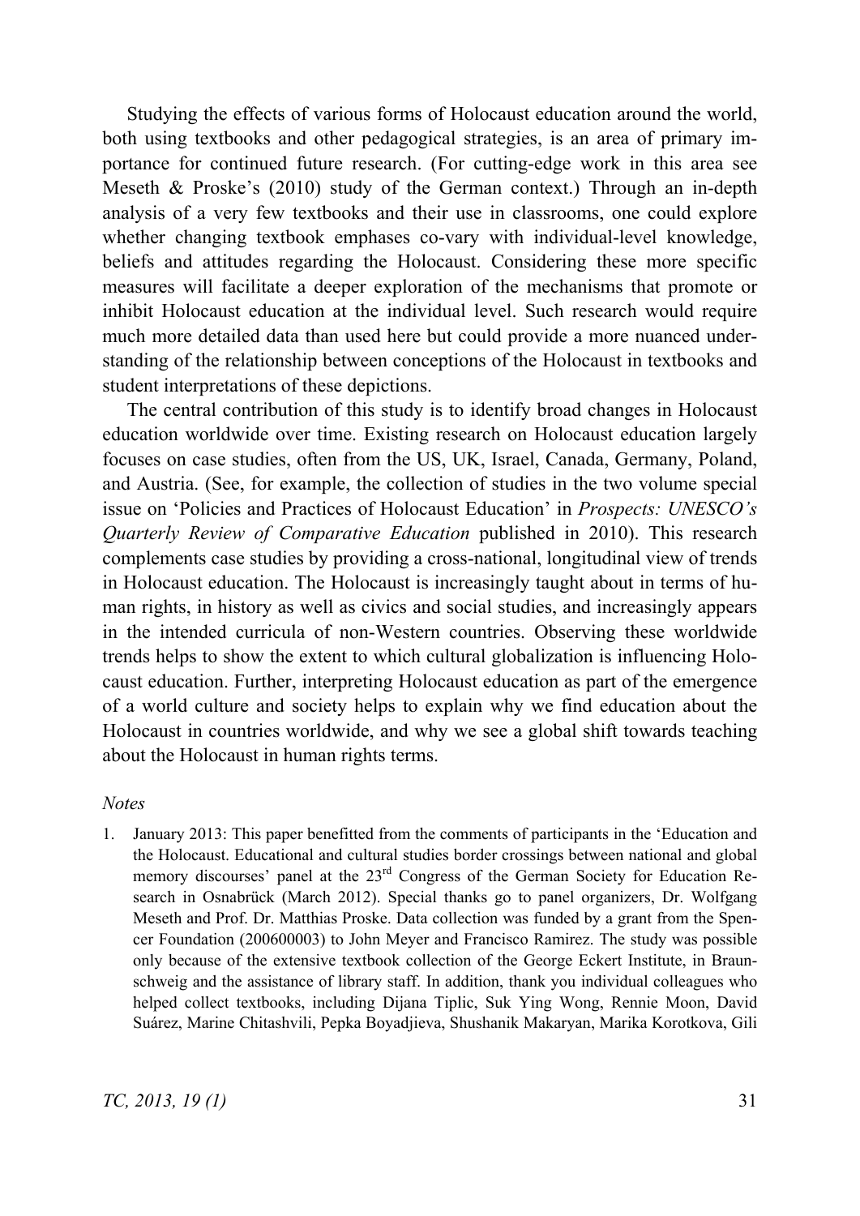Studying the effects of various forms of Holocaust education around the world, both using textbooks and other pedagogical strategies, is an area of primary importance for continued future research. (For cutting-edge work in this area see Meseth & Proske's (2010) study of the German context.) Through an in-depth analysis of a very few textbooks and their use in classrooms, one could explore whether changing textbook emphases co-vary with individual-level knowledge, beliefs and attitudes regarding the Holocaust. Considering these more specific measures will facilitate a deeper exploration of the mechanisms that promote or inhibit Holocaust education at the individual level. Such research would require much more detailed data than used here but could provide a more nuanced understanding of the relationship between conceptions of the Holocaust in textbooks and student interpretations of these depictions.

The central contribution of this study is to identify broad changes in Holocaust education worldwide over time. Existing research on Holocaust education largely focuses on case studies, often from the US, UK, Israel, Canada, Germany, Poland, and Austria. (See, for example, the collection of studies in the two volume special issue on 'Policies and Practices of Holocaust Education' in *Prospects: UNESCO's Quarterly Review of Comparative Education* published in 2010). This research complements case studies by providing a cross-national, longitudinal view of trends in Holocaust education. The Holocaust is increasingly taught about in terms of human rights, in history as well as civics and social studies, and increasingly appears in the intended curricula of non-Western countries. Observing these worldwide trends helps to show the extent to which cultural globalization is influencing Holocaust education. Further, interpreting Holocaust education as part of the emergence of a world culture and society helps to explain why we find education about the Holocaust in countries worldwide, and why we see a global shift towards teaching about the Holocaust in human rights terms.

*Notes*

1. January 2013: This paper benefitted from the comments of participants in the 'Education and the Holocaust. Educational and cultural studies border crossings between national and global memory discourses' panel at the 23rd Congress of the German Society for Education Research in Osnabrück (March 2012). Special thanks go to panel organizers, Dr. Wolfgang Meseth and Prof. Dr. Matthias Proske. Data collection was funded by a grant from the Spencer Foundation (200600003) to John Meyer and Francisco Ramirez. The study was possible only because of the extensive textbook collection of the George Eckert Institute, in Braunschweig and the assistance of library staff. In addition, thank you individual colleagues who helped collect textbooks, including Dijana Tiplic, Suk Ying Wong, Rennie Moon, David Suárez, Marine Chitashvili, Pepka Boyadjieva, Shushanik Makaryan, Marika Korotkova, Gili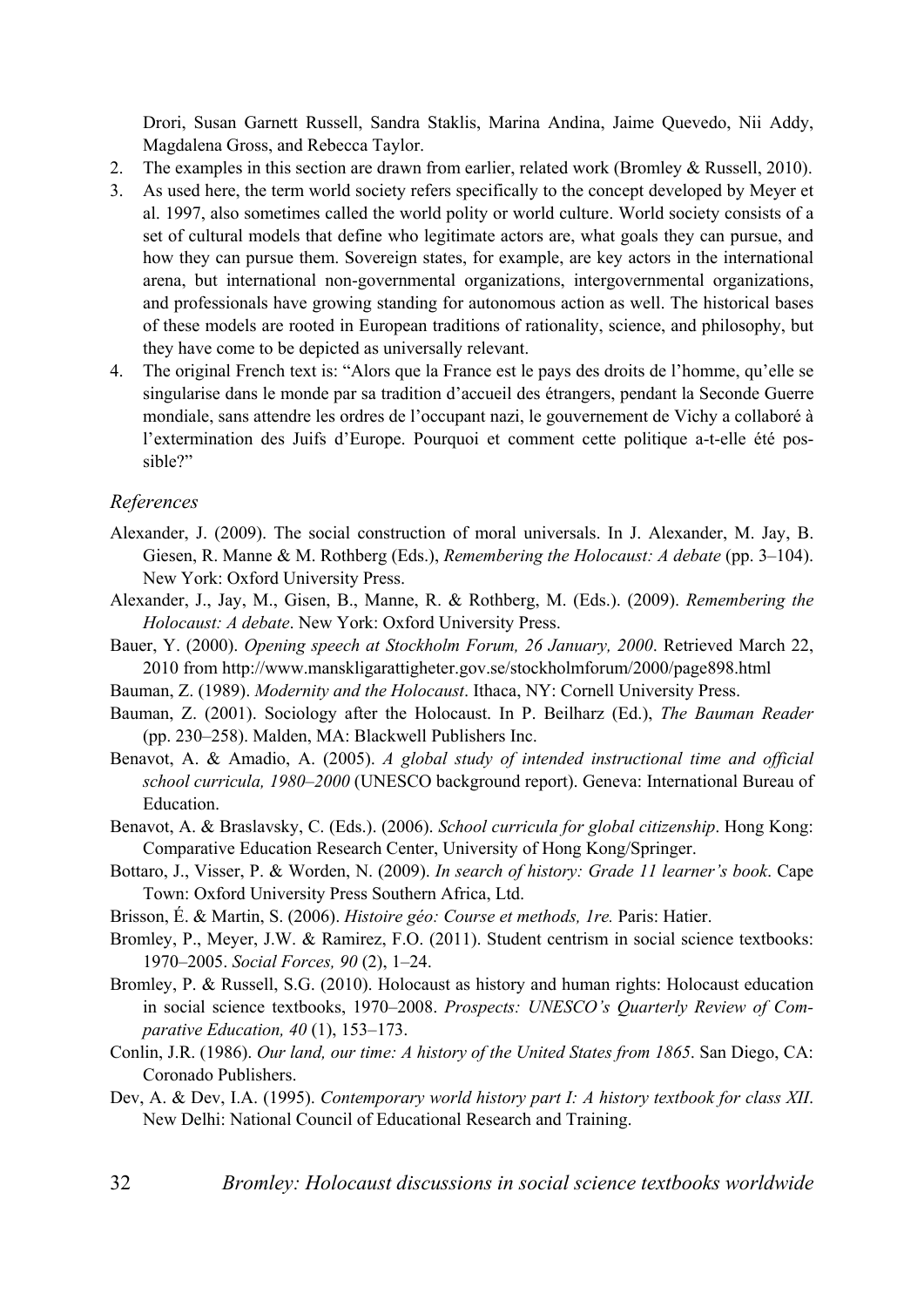Drori, Susan Garnett Russell, Sandra Staklis, Marina Andina, Jaime Quevedo, Nii Addy, Magdalena Gross, and Rebecca Taylor.

2. The examples in this section are drawn from earlier, related work (Bromley & Russell, 2010).
3. As used here, the term world society refers specifically to the concept developed by Meyer et al. 1997, also sometimes called the world polity or world culture. World society consists of a set of cultural models that define who legitimate actors are, what goals they can pursue, and how they can pursue them. Sovereign states, for example, are key actors in the international arena, but international non-governmental organizations, intergovernmental organizations, and professionals have growing standing for autonomous action as well. The historical bases of these models are rooted in European traditions of rationality, science, and philosophy, but they have come to be depicted as universally relevant.
4. The original French text is: "Alors que la France est le pays des droits de l'homme, qu'elle se singularise dans le monde par sa tradition d'accueil des étrangers, pendant la Seconde Guerre mondiale, sans attendre les ordres de l'occupant nazi, le gouvernement de Vichy a collaboré à l'extermination des Juifs d'Europe. Pourquoi et comment cette politique a-t-elle été possible?"

### *References*

Alexander, J. (2009). The social construction of moral universals. In J. Alexander, M. Jay, B. Giesen, R. Manne & M. Rothberg (Eds.), *Remembering the Holocaust: A debate* (pp. 3–104). New York: Oxford University Press.

Alexander, J., Jay, M., Gisen, B., Manne, R. & Rothberg, M. (Eds.). (2009). *Remembering the Holocaust: A debate*. New York: Oxford University Press.

Bauer, Y. (2000). *Opening speech at Stockholm Forum, 26 January, 2000*. Retrieved March 22, 2010 from http://www.manskligarattigheter.gov.se/stockholmforum/2000/page898.html

Bauman, Z. (1989). *Modernity and the Holocaust*. Ithaca, NY: Cornell University Press.

Bauman, Z. (2001). Sociology after the Holocaust. In P. Beilharz (Ed.), *The Bauman Reader* (pp. 230–258). Malden, MA: Blackwell Publishers Inc.

Benavot, A. & Amadio, A. (2005). *A global study of intended instructional time and official school curricula, 1980–2000* (UNESCO background report). Geneva: International Bureau of Education.

Benavot, A. & Braslavsky, C. (Eds.). (2006). *School curricula for global citizenship*. Hong Kong: Comparative Education Research Center, University of Hong Kong/Springer.

Bottaro, J., Visser, P. & Worden, N. (2009). *In search of history: Grade 11 learner's book*. Cape Town: Oxford University Press Southern Africa, Ltd.

Brisson, É. & Martin, S. (2006). *Histoire géo: Course et methods, 1re.* Paris: Hatier.

Bromley, P., Meyer, J.W. & Ramirez, F.O. (2011). Student centrism in social science textbooks: 1970–2005. *Social Forces, 90* (2), 1–24.

Bromley, P. & Russell, S.G. (2010). Holocaust as history and human rights: Holocaust education in social science textbooks, 1970–2008. *Prospects: UNESCO's Quarterly Review of Comparative Education, 40* (1), 153–173.

Conlin, J.R. (1986). *Our land, our time: A history of the United States from 1865*. San Diego, CA: Coronado Publishers.

Dev, A. & Dev, I.A. (1995). *Contemporary world history part I: A history textbook for class XII*. New Delhi: National Council of Educational Research and Training.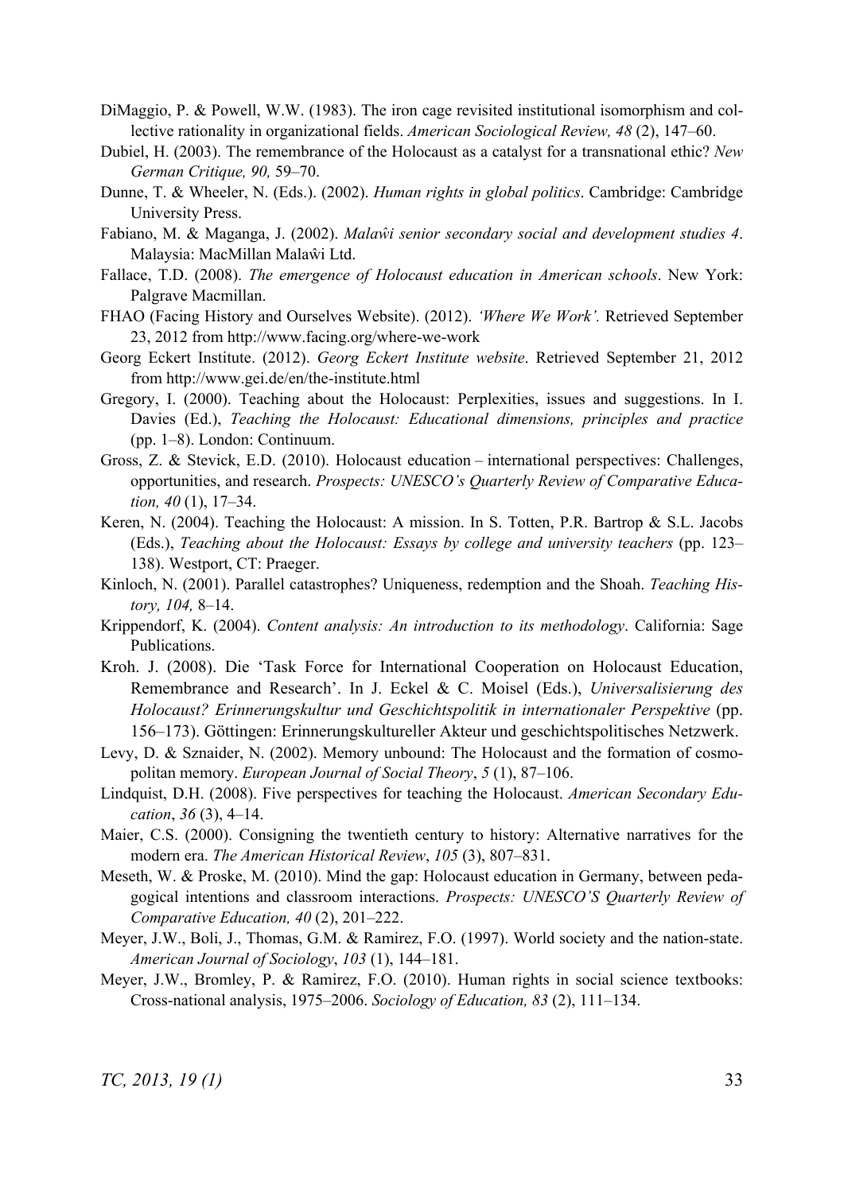DiMaggio, P. & Powell, W.W. (1983). The iron cage revisited institutional isomorphism and collective rationality in organizational fields. *American Sociological Review, 48* (2), 147–60.

Dubiel, H. (2003). The remembrance of the Holocaust as a catalyst for a transnational ethic? *New German Critique, 90,* 59–70.

Dunne, T. & Wheeler, N. (Eds.). (2002). *Human rights in global politics*. Cambridge: Cambridge University Press.

Fabiano, M. & Maganga, J. (2002). *Malaŵi senior secondary social and development studies 4*. Malaysia: MacMillan Malaŵi Ltd.

Fallace, T.D. (2008). *The emergence of Holocaust education in American schools*. New York: Palgrave Macmillan.

FHAO (Facing History and Ourselves Website). (2012). *'Where We Work'.* Retrieved September 23, 2012 from http://www.facing.org/where-we-work

Georg Eckert Institute. (2012). *Georg Eckert Institute website*. Retrieved September 21, 2012 from http://www.gei.de/en/the-institute.html

Gregory, I. (2000). Teaching about the Holocaust: Perplexities, issues and suggestions. In I. Davies (Ed.), *Teaching the Holocaust: Educational dimensions, principles and practice* (pp. 1–8). London: Continuum.

Gross, Z. & Stevick, E.D. (2010). Holocaust education – international perspectives: Challenges, opportunities, and research. *Prospects: UNESCO's Quarterly Review of Comparative Education, 40* (1), 17–34.

Keren, N. (2004). Teaching the Holocaust: A mission. In S. Totten, P.R. Bartrop & S.L. Jacobs (Eds.), *Teaching about the Holocaust: Essays by college and university teachers* (pp. 123–138). Westport, CT: Praeger.

Kinloch, N. (2001). Parallel catastrophes? Uniqueness, redemption and the Shoah. *Teaching History, 104,* 8–14.

Krippendorf, K. (2004). *Content analysis: An introduction to its methodology*. California: Sage Publications.

Kroh. J. (2008). Die 'Task Force for International Cooperation on Holocaust Education, Remembrance and Research'. In J. Eckel & C. Moisel (Eds.), *Universalisierung des Holocaust? Erinnerungskultur und Geschichtspolitik in internationaler Perspektive* (pp. 156–173). Göttingen: Erinnerungskultureller Akteur und geschichtspolitisches Netzwerk.

Levy, D. & Sznaider, N. (2002). Memory unbound: The Holocaust and the formation of cosmopolitan memory. *European Journal of Social Theory*, *5* (1), 87–106.

Lindquist, D.H. (2008). Five perspectives for teaching the Holocaust. *American Secondary Education*, *36* (3), 4–14.

Maier, C.S. (2000). Consigning the twentieth century to history: Alternative narratives for the modern era. *The American Historical Review*, *105* (3), 807–831.

Meseth, W. & Proske, M. (2010). Mind the gap: Holocaust education in Germany, between pedagogical intentions and classroom interactions. *Prospects: UNESCO'S Quarterly Review of Comparative Education, 40* (2), 201–222.

Meyer, J.W., Boli, J., Thomas, G.M. & Ramirez, F.O. (1997). World society and the nation-state. *American Journal of Sociology*, *103* (1), 144–181.

Meyer, J.W., Bromley, P. & Ramirez, F.O. (2010). Human rights in social science textbooks: Cross-national analysis, 1975–2006. *Sociology of Education, 83* (2), 111–134.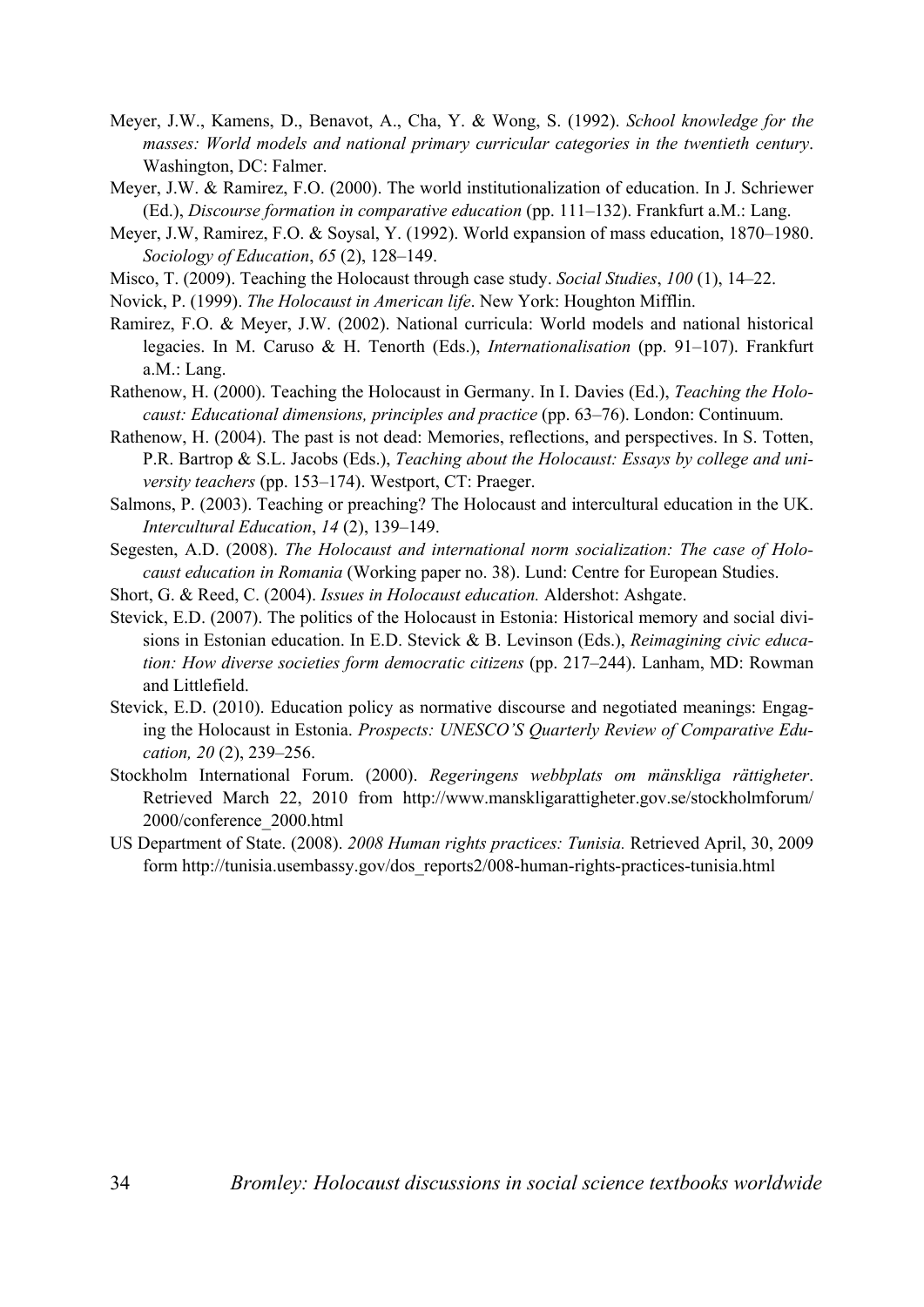Meyer, J.W., Kamens, D., Benavot, A., Cha, Y. & Wong, S. (1992). *School knowledge for the masses: World models and national primary curricular categories in the twentieth century*. Washington, DC: Falmer.

Meyer, J.W. & Ramirez, F.O. (2000). The world institutionalization of education. In J. Schriewer (Ed.), *Discourse formation in comparative education* (pp. 111–132). Frankfurt a.M.: Lang.

Meyer, J.W, Ramirez, F.O. & Soysal, Y. (1992). World expansion of mass education, 1870–1980. *Sociology of Education*, *65* (2), 128–149.

Misco, T. (2009). Teaching the Holocaust through case study. *Social Studies*, *100* (1), 14–22.

Novick, P. (1999). *The Holocaust in American life*. New York: Houghton Mifflin.

Ramirez, F.O. & Meyer, J.W. (2002). National curricula: World models and national historical legacies. In M. Caruso & H. Tenorth (Eds.), *Internationalisation* (pp. 91–107). Frankfurt a.M.: Lang.

Rathenow, H. (2000). Teaching the Holocaust in Germany. In I. Davies (Ed.), *Teaching the Holocaust: Educational dimensions, principles and practice* (pp. 63–76). London: Continuum.

Rathenow, H. (2004). The past is not dead: Memories, reflections, and perspectives. In S. Totten, P.R. Bartrop & S.L. Jacobs (Eds.), *Teaching about the Holocaust: Essays by college and university teachers* (pp. 153–174). Westport, CT: Praeger.

Salmons, P. (2003). Teaching or preaching? The Holocaust and intercultural education in the UK. *Intercultural Education*, *14* (2), 139–149.

Segesten, A.D. (2008). *The Holocaust and international norm socialization: The case of Holocaust education in Romania* (Working paper no. 38). Lund: Centre for European Studies.

Short, G. & Reed, C. (2004). *Issues in Holocaust education.* Aldershot: Ashgate.

Stevick, E.D. (2007). The politics of the Holocaust in Estonia: Historical memory and social divisions in Estonian education. In E.D. Stevick & B. Levinson (Eds.), *Reimagining civic education: How diverse societies form democratic citizens* (pp. 217–244). Lanham, MD: Rowman and Littlefield.

Stevick, E.D. (2010). Education policy as normative discourse and negotiated meanings: Engaging the Holocaust in Estonia. *Prospects: UNESCO'S Quarterly Review of Comparative Education, 20* (2), 239–256.

Stockholm International Forum. (2000). *Regeringens webbplats om mänskliga rättigheter*. Retrieved March 22, 2010 from http://www.manskligarattigheter.gov.se/stockholmforum/2000/conference_2000.html

US Department of State. (2008). *2008 Human rights practices: Tunisia.* Retrieved April, 30, 2009 form http://tunisia.usembassy.gov/dos_reports2/008-human-rights-practices-tunisia.html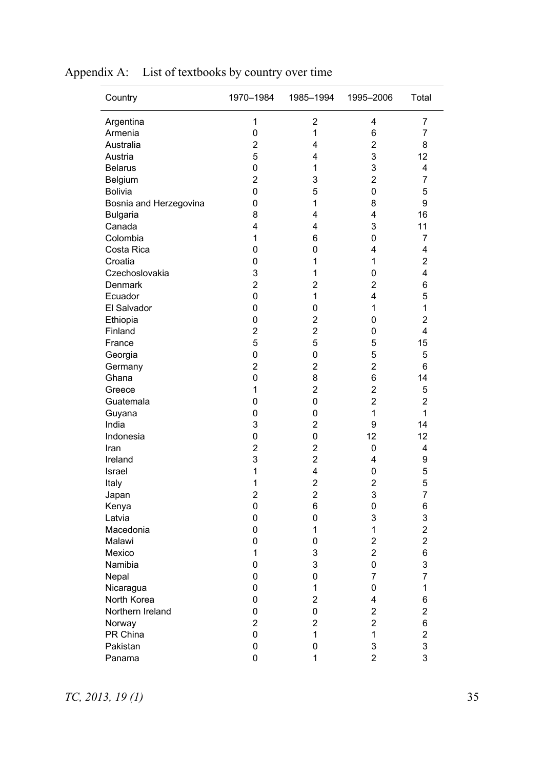Appendix A: List of textbooks by country over time

| Country | 1970–1984 | 1985–1994 | 1995–2006 | Total |
|---|---|---|---|---|
| Argentina | 1 | 2 | 4 | 7 |
| Armenia | 0 | 1 | 6 | 7 |
| Australia | 2 | 4 | 2 | 8 |
| Austria | 5 | 4 | 3 | 12 |
| Belarus | 0 | 1 | 3 | 4 |
| Belgium | 2 | 3 | 2 | 7 |
| Bolivia | 0 | 5 | 0 | 5 |
| Bosnia and Herzegovina | 0 | 1 | 8 | 9 |
| Bulgaria | 8 | 4 | 4 | 16 |
| Canada | 4 | 4 | 3 | 11 |
| Colombia | 1 | 6 | 0 | 7 |
| Costa Rica | 0 | 0 | 4 | 4 |
| Croatia | 0 | 1 | 1 | 2 |
| Czechoslovakia | 3 | 1 | 0 | 4 |
| Denmark | 2 | 2 | 2 | 6 |
| Ecuador | 0 | 1 | 4 | 5 |
| El Salvador | 0 | 0 | 1 | 1 |
| Ethiopia | 0 | 2 | 0 | 2 |
| Finland | 2 | 2 | 0 | 4 |
| France | 5 | 5 | 5 | 15 |
| Georgia | 0 | 0 | 5 | 5 |
| Germany | 2 | 2 | 2 | 6 |
| Ghana | 0 | 8 | 6 | 14 |
| Greece | 1 | 2 | 2 | 5 |
| Guatemala | 0 | 0 | 2 | 2 |
| Guyana | 0 | 0 | 1 | 1 |
| India | 3 | 2 | 9 | 14 |
| Indonesia | 0 | 0 | 12 | 12 |
| Iran | 2 | 2 | 0 | 4 |
| Ireland | 3 | 2 | 4 | 9 |
| Israel | 1 | 4 | 0 | 5 |
| Italy | 1 | 2 | 2 | 5 |
| Japan | 2 | 2 | 3 | 7 |
| Kenya | 0 | 6 | 0 | 6 |
| Latvia | 0 | 0 | 3 | 3 |
| Macedonia | 0 | 1 | 1 | 2 |
| Malawi | 0 | 0 | 2 | 2 |
| Mexico | 1 | 3 | 2 | 6 |
| Namibia | 0 | 3 | 0 | 3 |
| Nepal | 0 | 0 | 7 | 7 |
| Nicaragua | 0 | 1 | 0 | 1 |
| North Korea | 0 | 2 | 4 | 6 |
| Northern Ireland | 0 | 0 | 2 | 2 |
| Norway | 2 | 2 | 2 | 6 |
| PR China | 0 | 1 | 1 | 2 |
| Pakistan | 0 | 0 | 3 | 3 |
| Panama | 0 | 1 | 2 | 3 |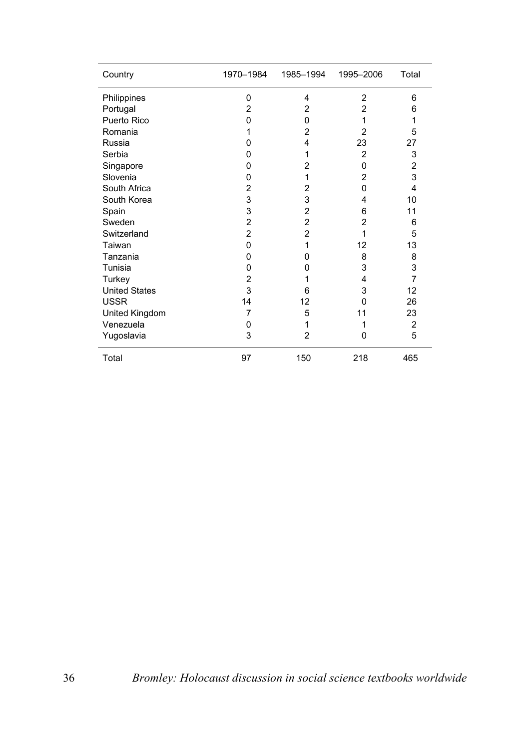| Country | 1970–1984 | 1985–1994 | 1995–2006 | Total |
|---|---|---|---|---|
| Philippines | 0 | 4 | 2 | 6 |
| Portugal | 2 | 2 | 2 | 6 |
| Puerto Rico | 0 | 0 | 1 | 1 |
| Romania | 1 | 2 | 2 | 5 |
| Russia | 0 | 4 | 23 | 27 |
| Serbia | 0 | 1 | 2 | 3 |
| Singapore | 0 | 2 | 0 | 2 |
| Slovenia | 0 | 1 | 2 | 3 |
| South Africa | 2 | 2 | 0 | 4 |
| South Korea | 3 | 3 | 4 | 10 |
| Spain | 3 | 2 | 6 | 11 |
| Sweden | 2 | 2 | 2 | 6 |
| Switzerland | 2 | 2 | 1 | 5 |
| Taiwan | 0 | 1 | 12 | 13 |
| Tanzania | 0 | 0 | 8 | 8 |
| Tunisia | 0 | 0 | 3 | 3 |
| Turkey | 2 | 1 | 4 | 7 |
| United States | 3 | 6 | 3 | 12 |
| USSR | 14 | 12 | 0 | 26 |
| United Kingdom | 7 | 5 | 11 | 23 |
| Venezuela | 0 | 1 | 1 | 2 |
| Yugoslavia | 3 | 2 | 0 | 5 |
| Total | 97 | 150 | 218 | 465 |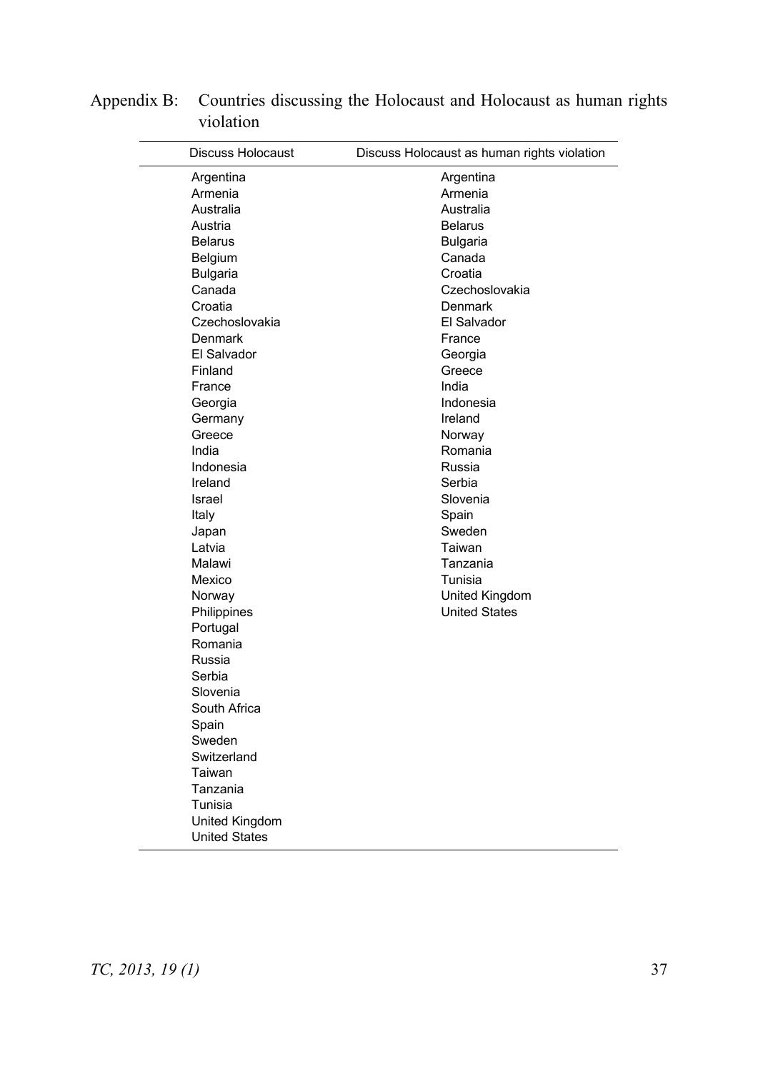Appendix B: Countries discussing the Holocaust and Holocaust as human rights violation

| Discuss Holocaust | Discuss Holocaust as human rights violation |
|---|---|
| Argentina | Argentina |
| Armenia | Armenia |
| Australia | Australia |
| Austria | Belarus |
| Belarus | Bulgaria |
| Belgium | Canada |
| Bulgaria | Croatia |
| Canada | Czechoslovakia |
| Croatia | Denmark |
| Czechoslovakia | El Salvador |
| Denmark | France |
| El Salvador | Georgia |
| Finland | Greece |
| France | India |
| Georgia | Indonesia |
| Germany | Ireland |
| Greece | Norway |
| India | Romania |
| Indonesia | Russia |
| Ireland | Serbia |
| Israel | Slovenia |
| Italy | Spain |
| Japan | Sweden |
| Latvia | Taiwan |
| Malawi | Tanzania |
| Mexico | Tunisia |
| Norway | United Kingdom |
| Philippines | United States |
| Portugal | |
| Romania | |
| Russia | |
| Serbia | |
| Slovenia | |
| South Africa | |
| Spain | |
| Sweden | |
| Switzerland | |
| Taiwan | |
| Tanzania | |
| Tunisia | |
| United Kingdom | |
| United States | |